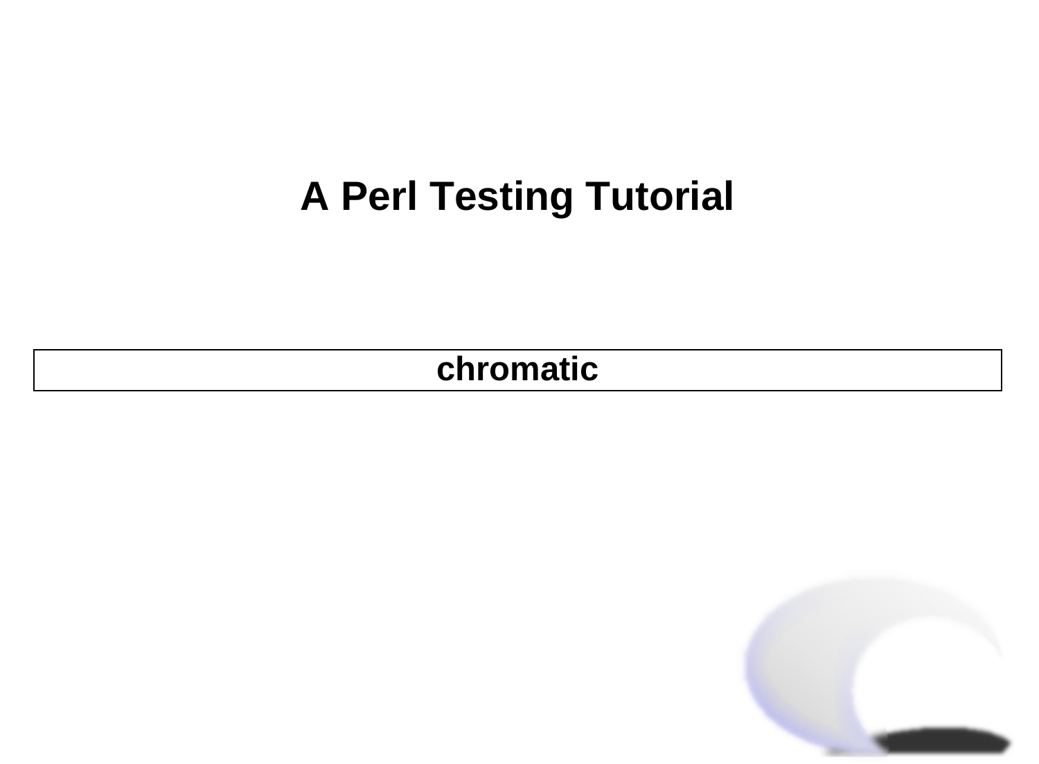# A Perl Testing Tutorial

**chromatic**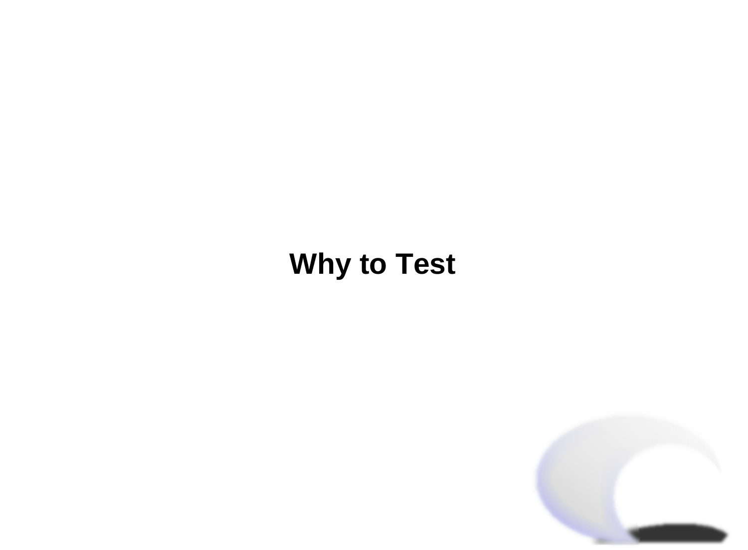# Why to Test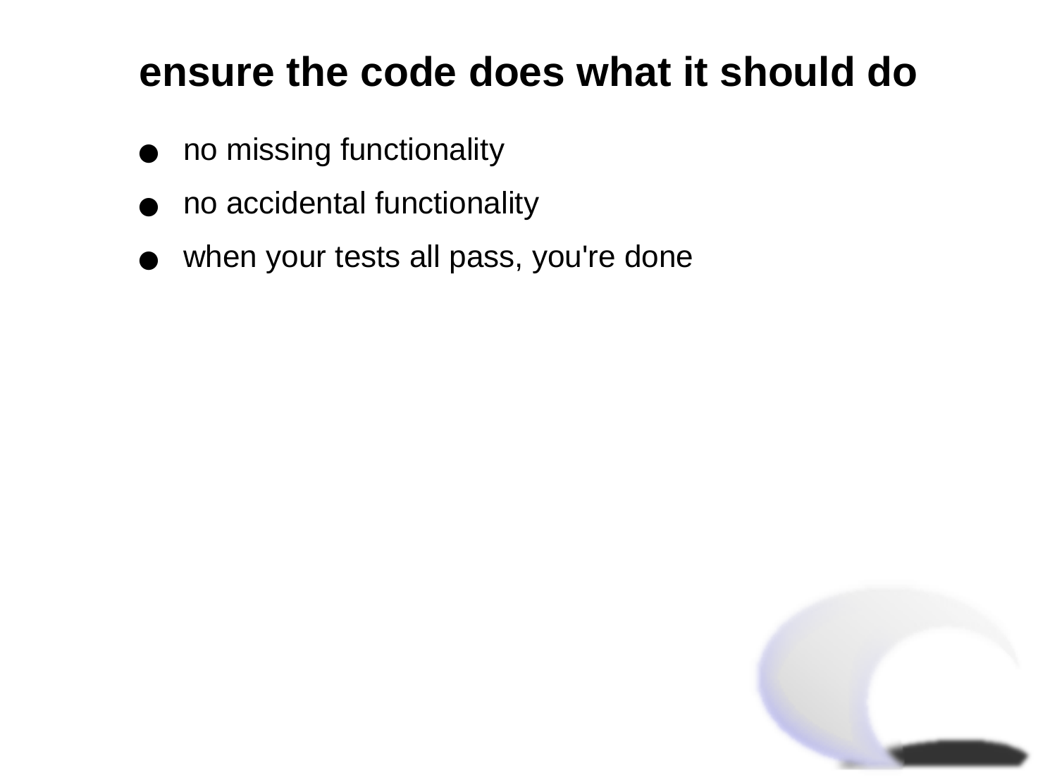# ensure the code does what it should do

- no missing functionality
- no accidental functionality
- when your tests all pass, you're done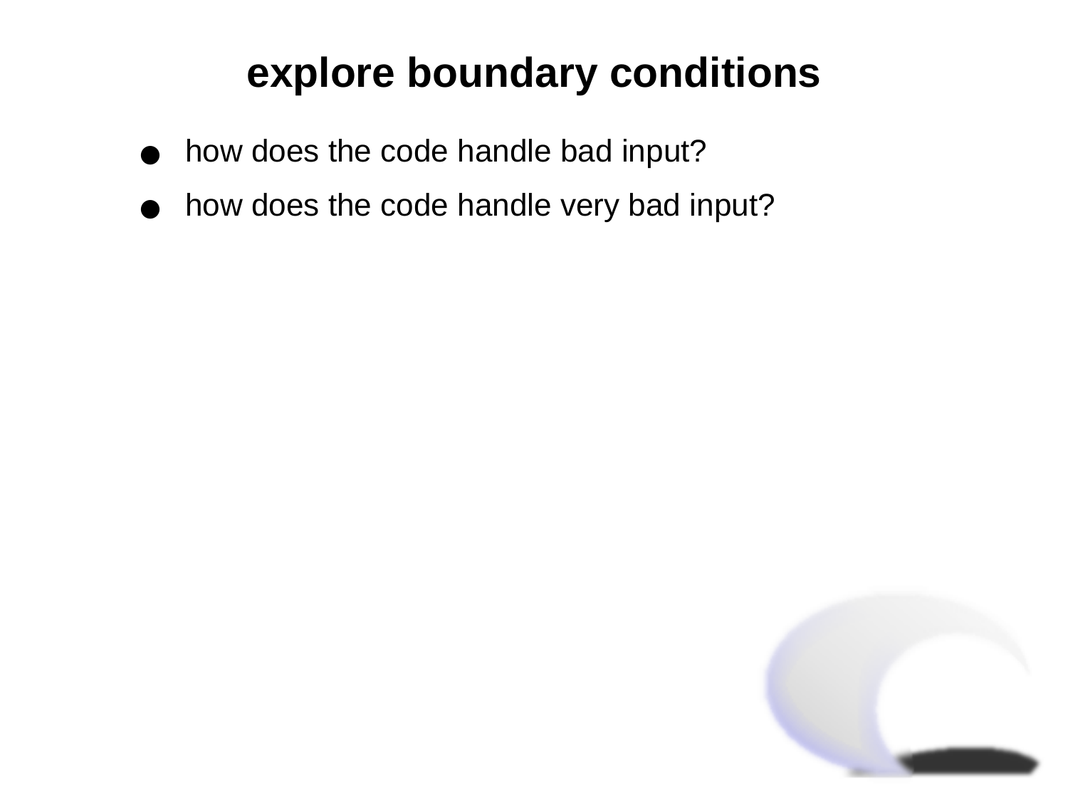# explore boundary conditions

- how does the code handle bad input?
- how does the code handle very bad input?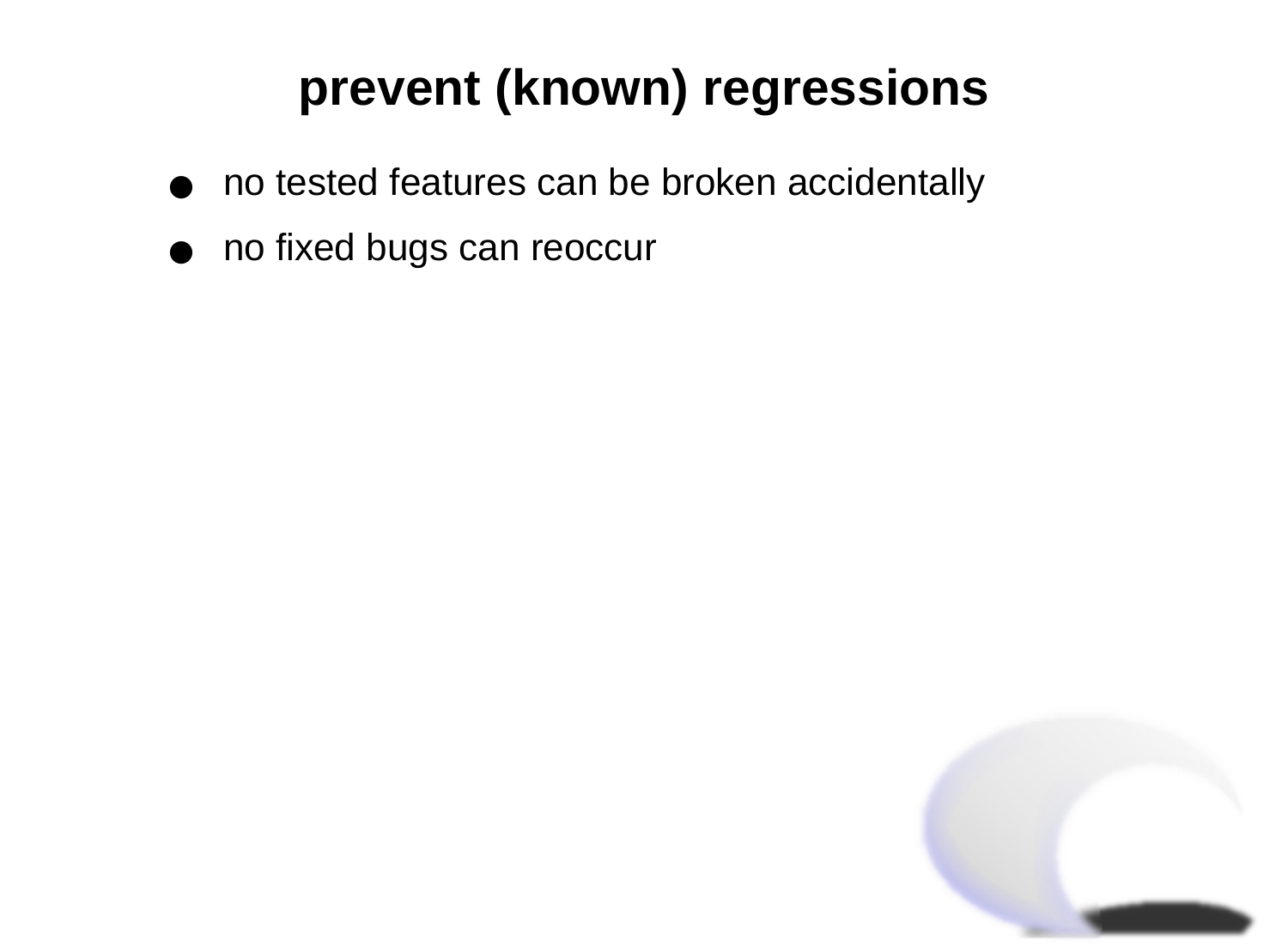# prevent (known) regressions

- no tested features can be broken accidentally
- no fixed bugs can reoccur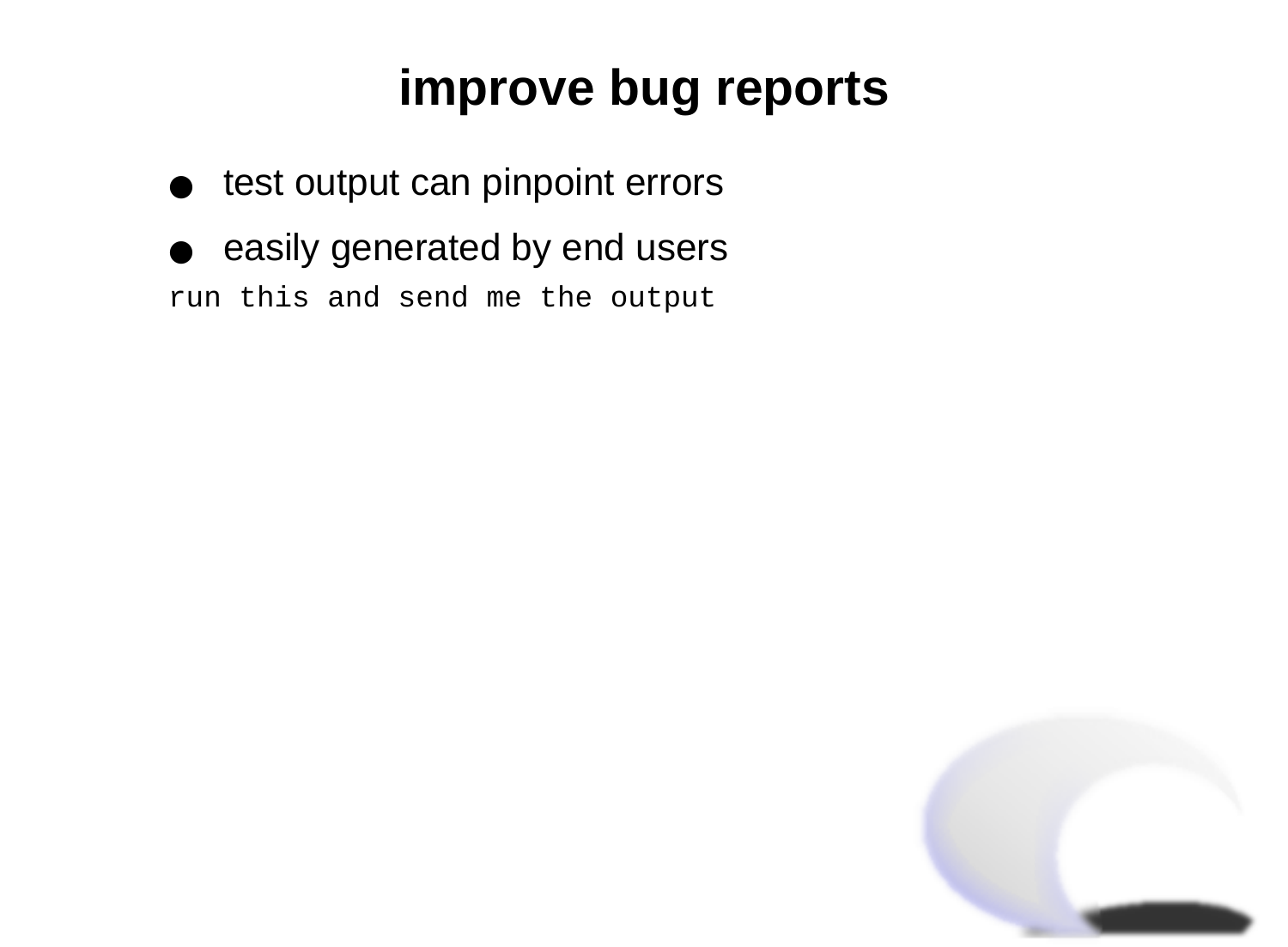# improve bug reports

- test output can pinpoint errors
- easily generated by end users

```
run this and send me the output
```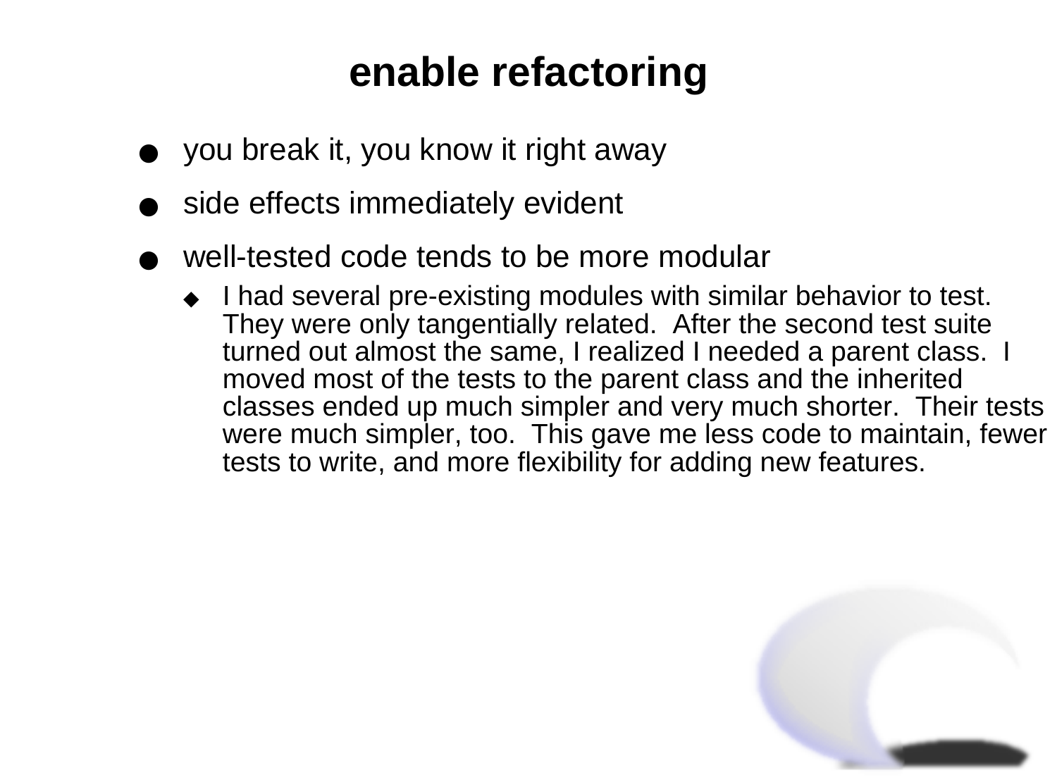# enable refactoring

- you break it, you know it right away
- side effects immediately evident
- well-tested code tends to be more modular
    - I had several pre-existing modules with similar behavior to test. They were only tangentially related. After the second test suite turned out almost the same, I realized I needed a parent class. I moved most of the tests to the parent class and the inherited classes ended up much simpler and very much shorter. Their tests were much simpler, too. This gave me less code to maintain, fewer tests to write, and more flexibility for adding new features.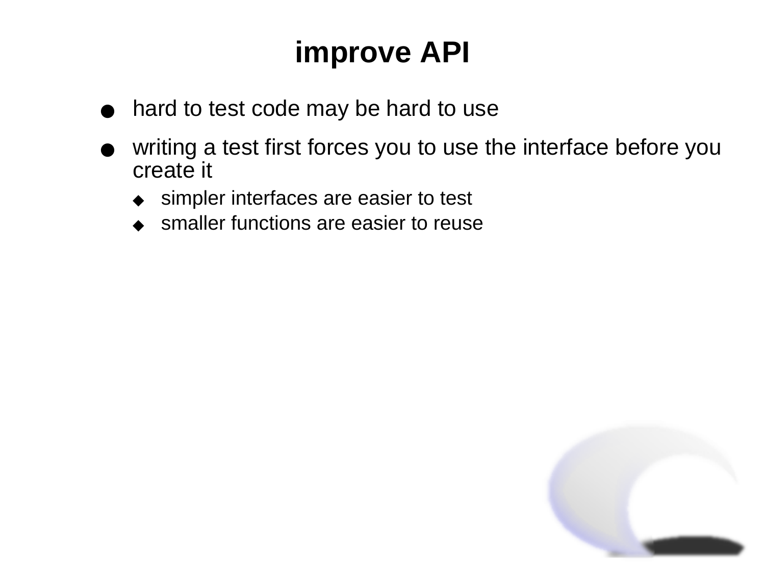# improve API

- hard to test code may be hard to use
- writing a test first forces you to use the interface before you create it
  - simpler interfaces are easier to test
  - smaller functions are easier to reuse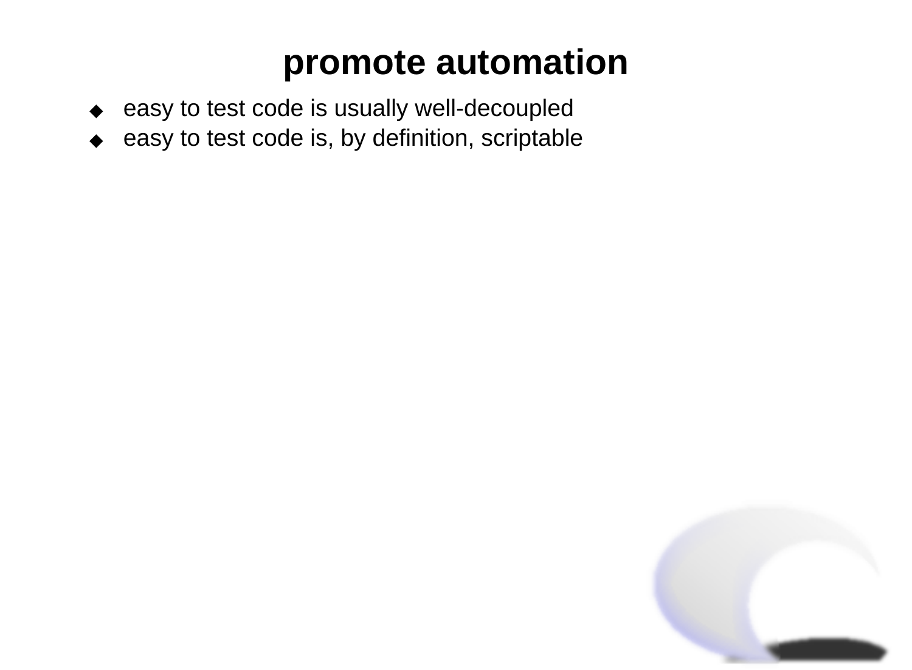# promote automation

- easy to test code is usually well-decoupled
- easy to test code is, by definition, scriptable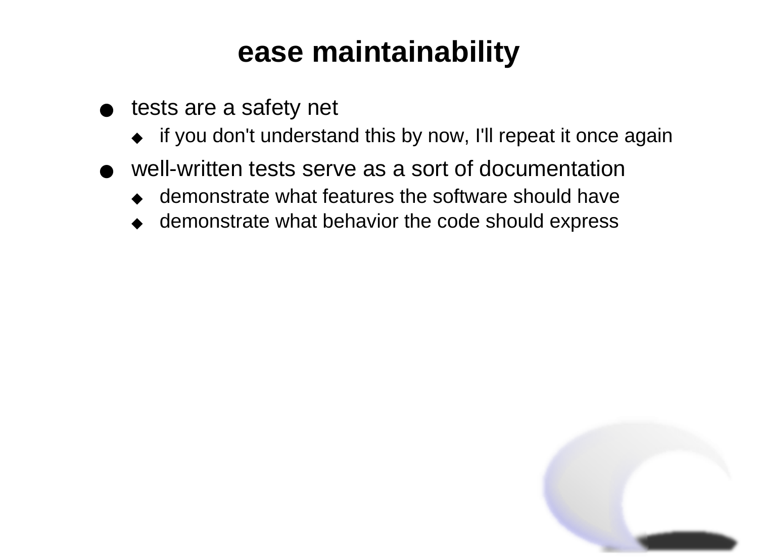# ease maintainability

- tests are a safety net
  - if you don't understand this by now, I'll repeat it once again
- well-written tests serve as a sort of documentation
  - demonstrate what features the software should have
  - demonstrate what behavior the code should express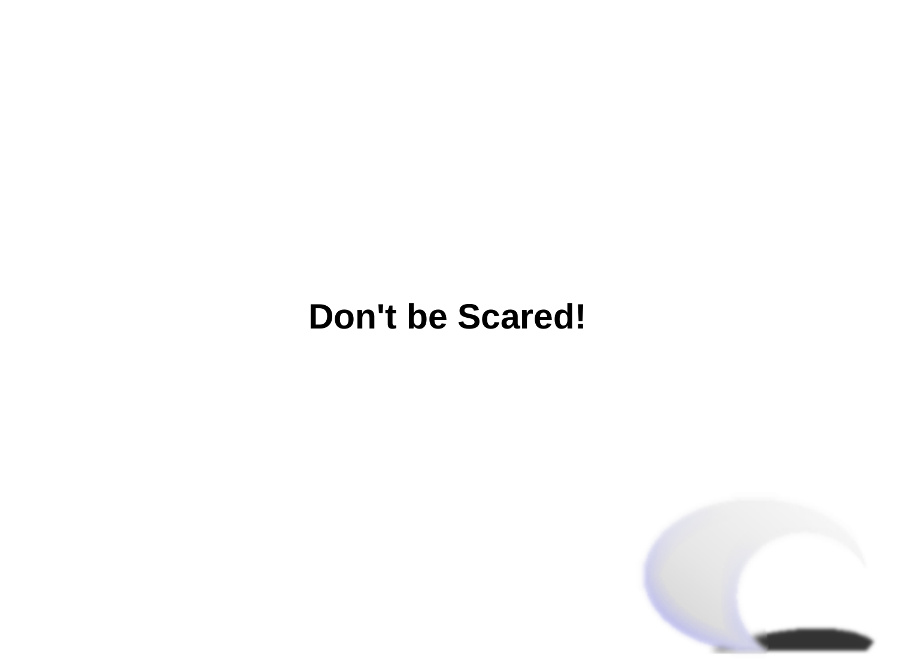**Don't be Scared!**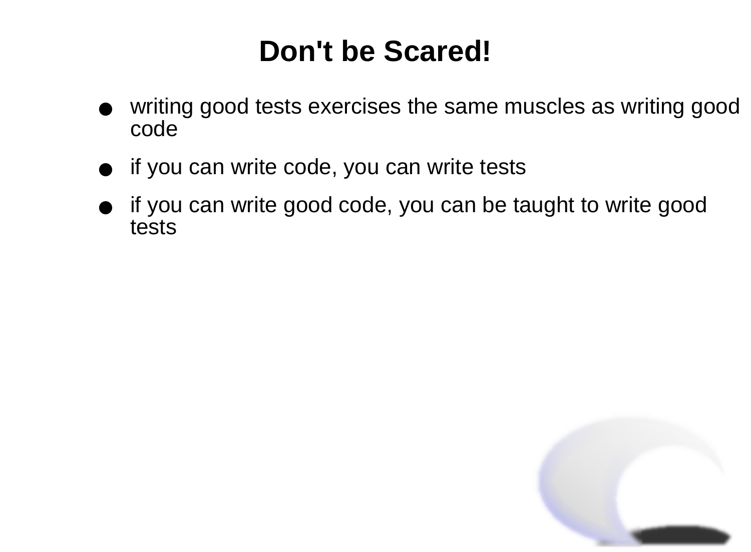# Don't be Scared!

- writing good tests exercises the same muscles as writing good code
- if you can write code, you can write tests
- if you can write good code, you can be taught to write good tests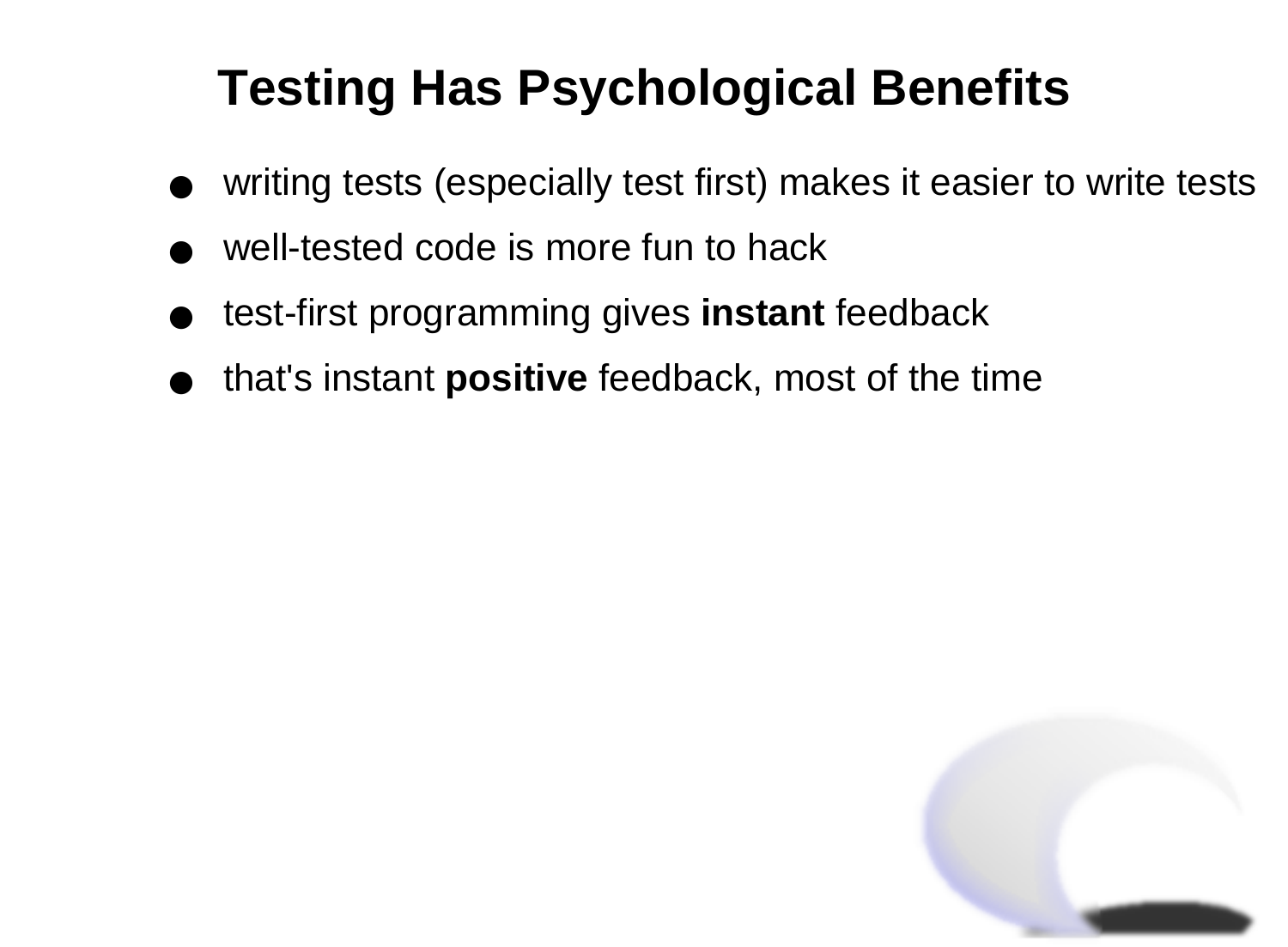# Testing Has Psychological Benefits

- writing tests (especially test first) makes it easier to write tests
- well-tested code is more fun to hack
- test-first programming gives **instant** feedback
- that's instant **positive** feedback, most of the time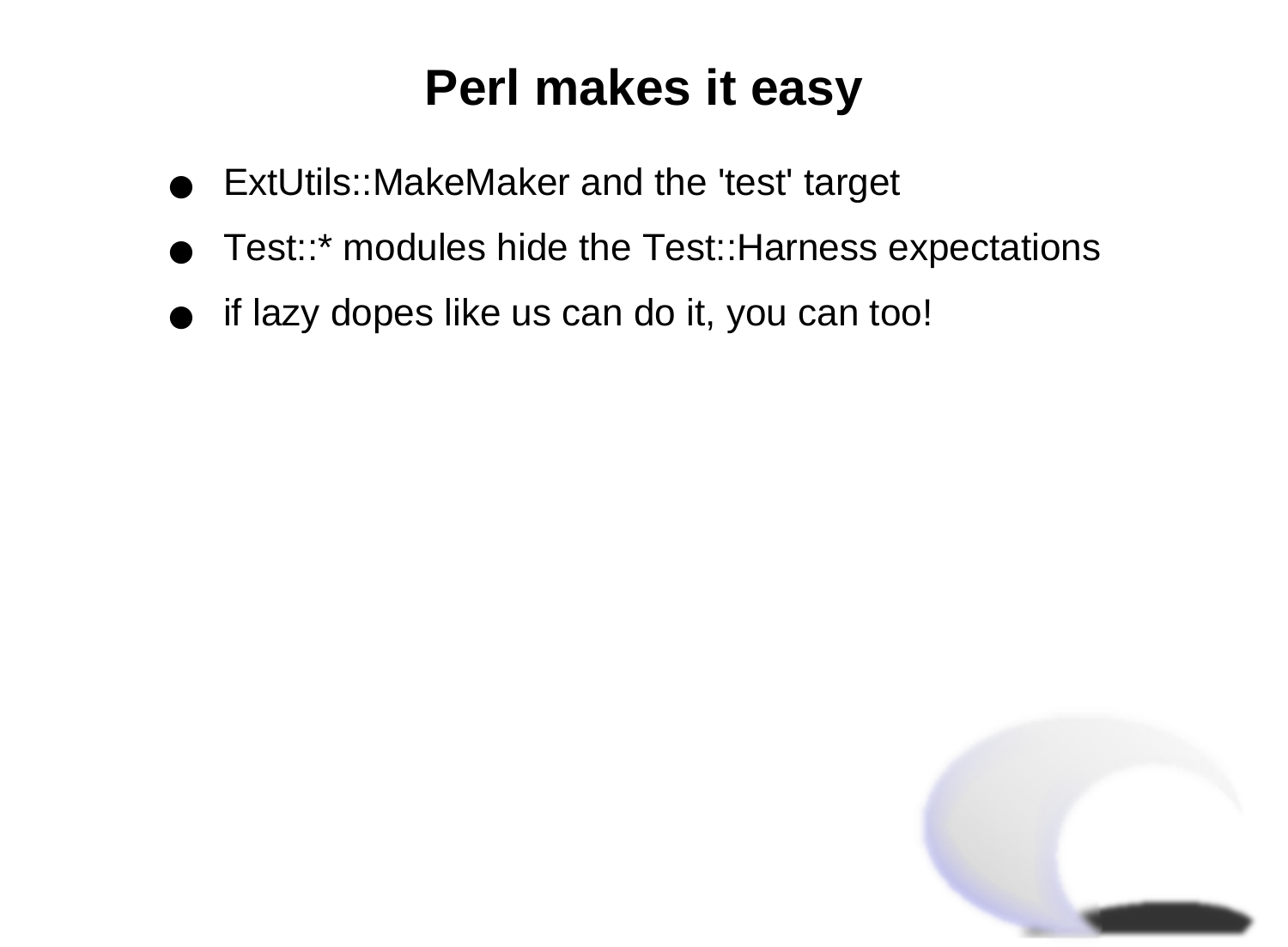# Perl makes it easy

- ExtUtils::MakeMaker and the 'test' target
- Test::* modules hide the Test::Harness expectations
- if lazy dopes like us can do it, you can too!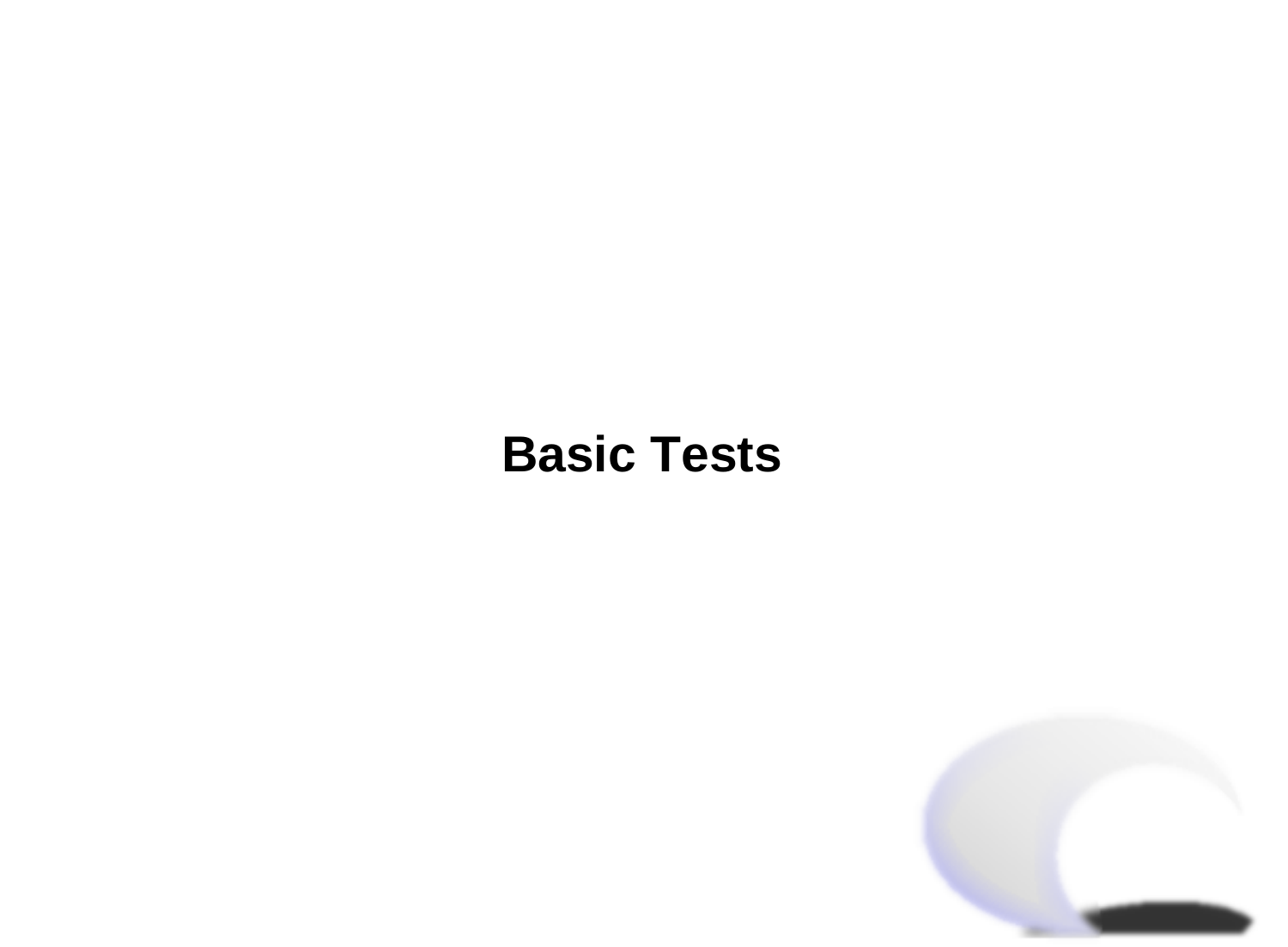# Basic Tests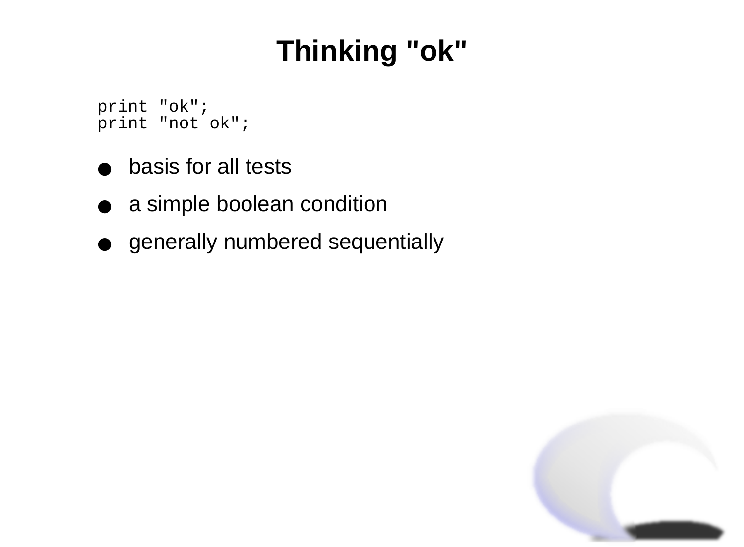# Thinking "ok"

```
print "ok";
print "not ok";
```

- basis for all tests
- a simple boolean condition
- generally numbered sequentially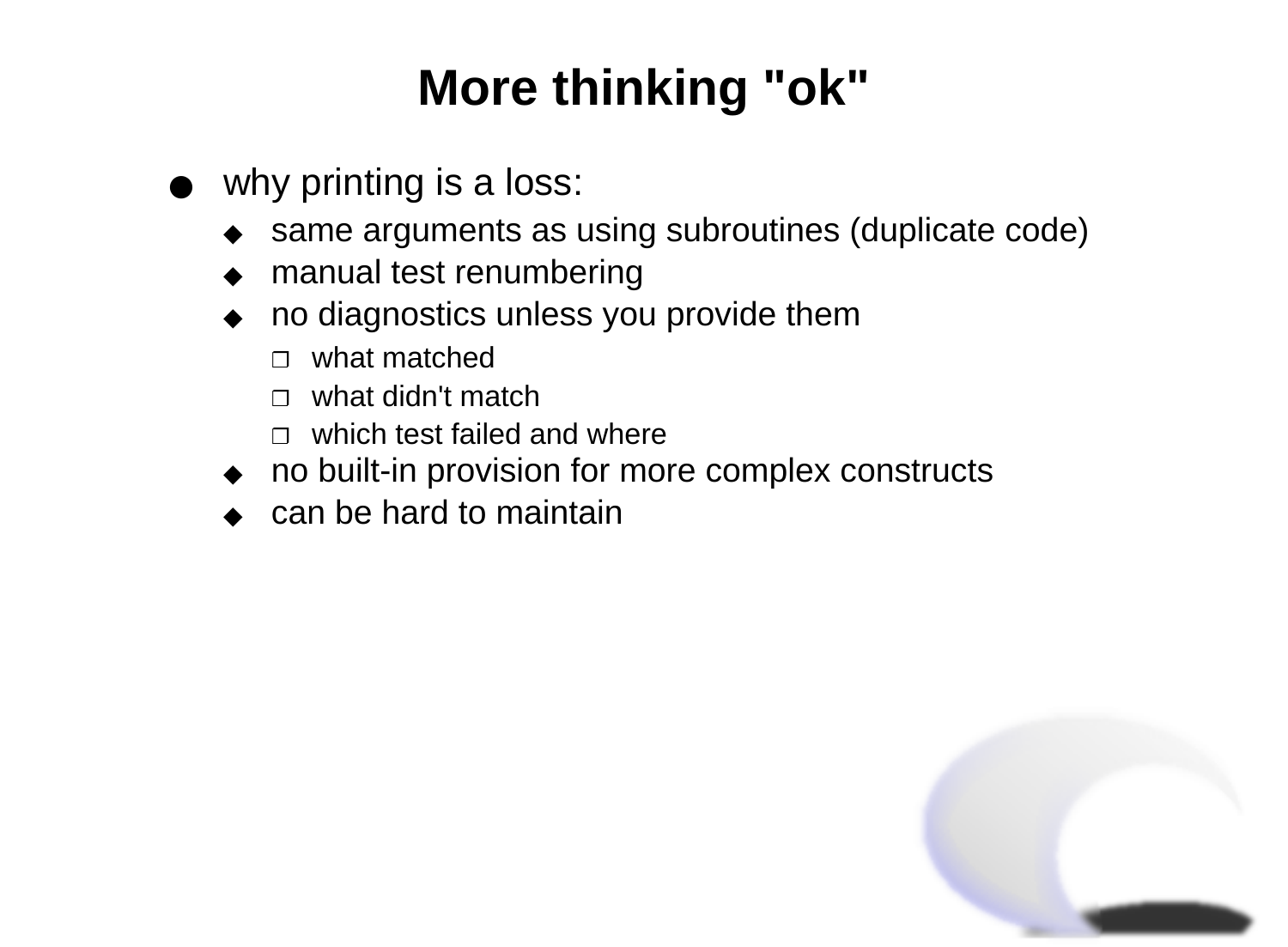# More thinking "ok"

- why printing is a loss:
  - same arguments as using subroutines (duplicate code)
  - manual test renumbering
  - no diagnostics unless you provide them
    - what matched
    - what didn't match
    - which test failed and where
  - no built-in provision for more complex constructs
  - can be hard to maintain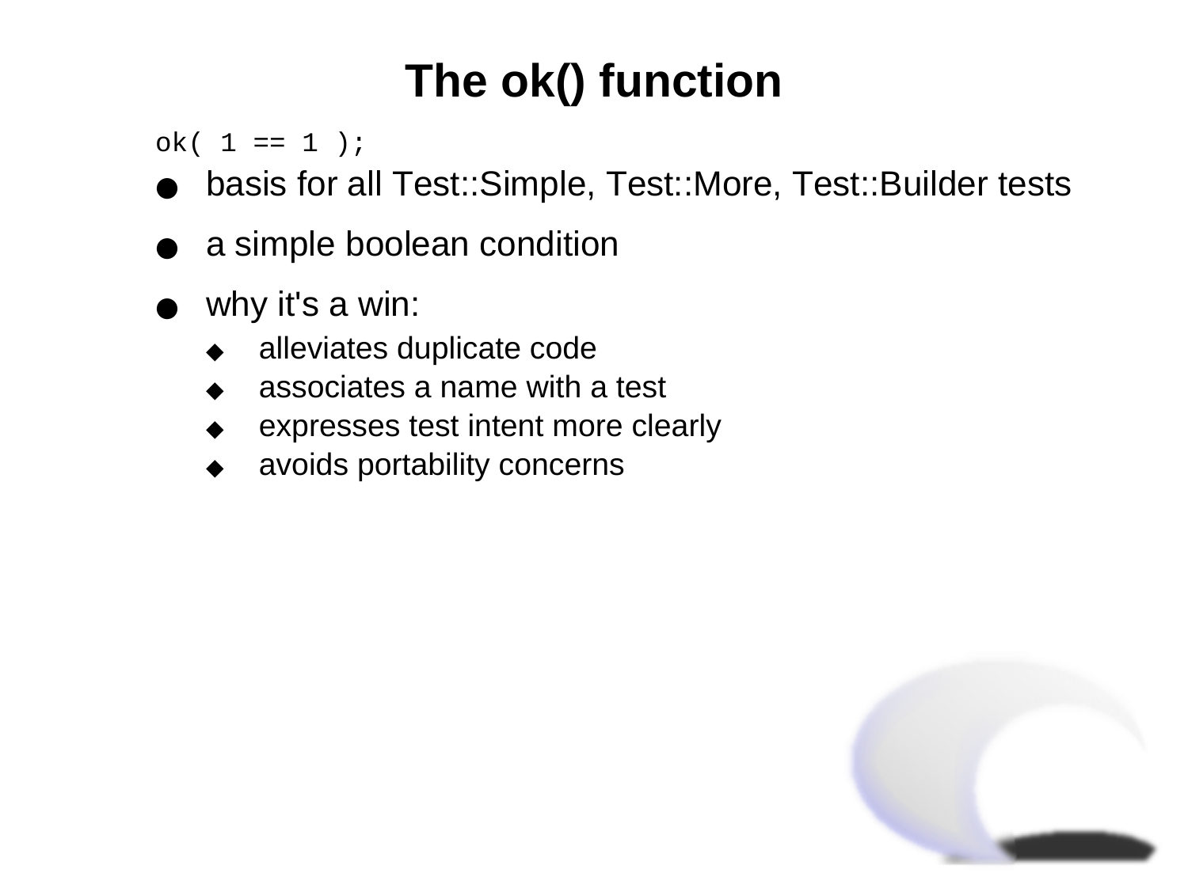# The ok() function

```
ok( 1 == 1 );
```

- basis for all Test::Simple, Test::More, Test::Builder tests
- a simple boolean condition
- why it's a win:
  - alleviates duplicate code
  - associates a name with a test
  - expresses test intent more clearly
  - avoids portability concerns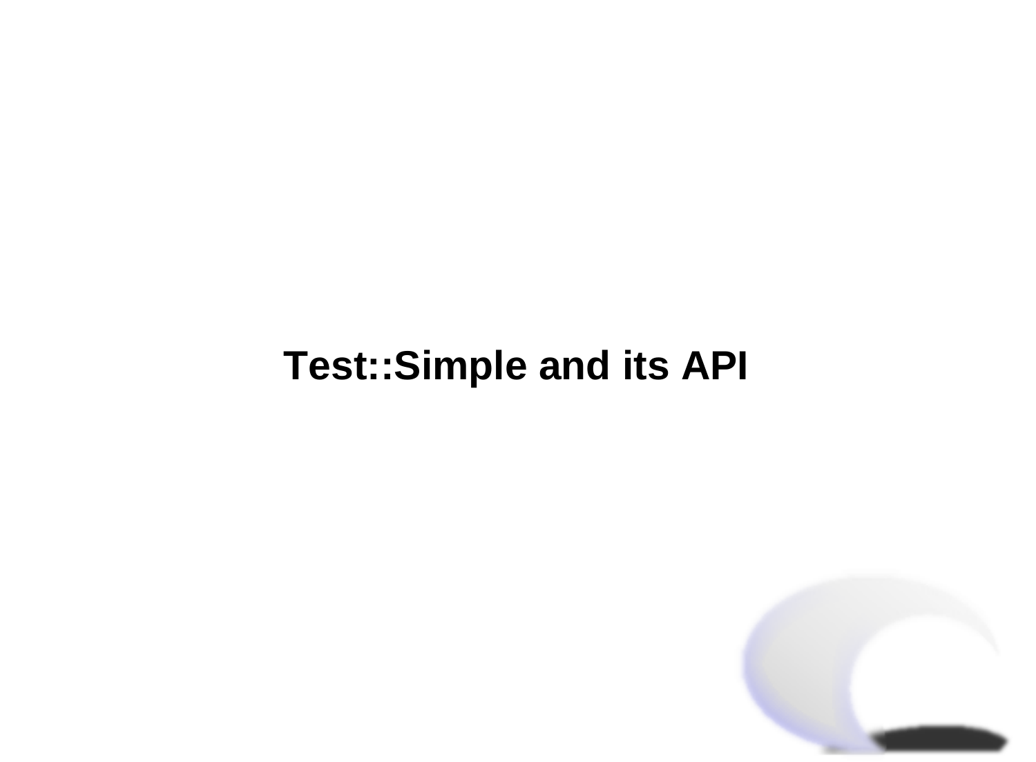# Test::Simple and its API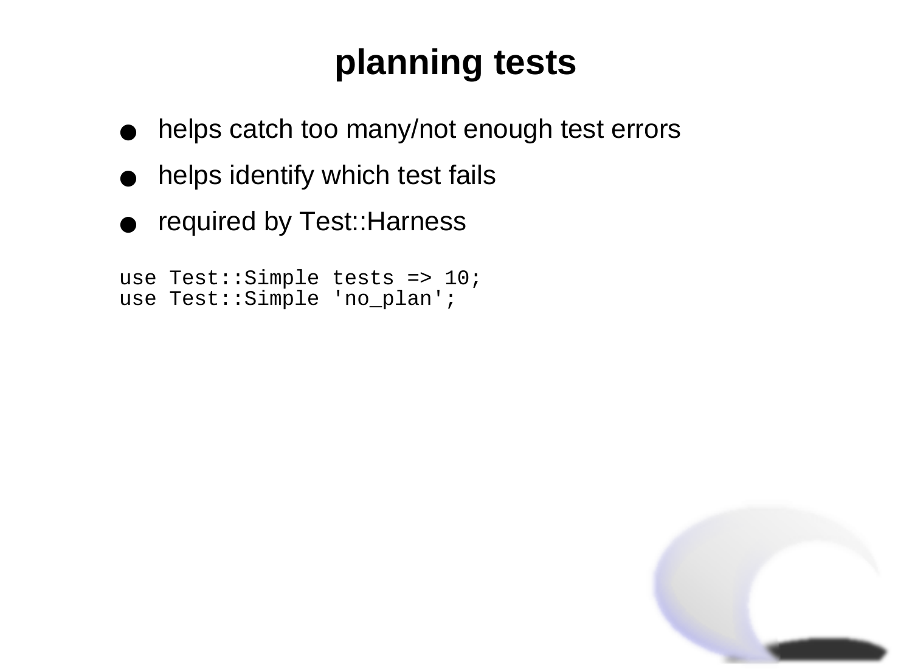# planning tests

- helps catch too many/not enough test errors
- helps identify which test fails
- required by Test::Harness

```
use Test::Simple tests => 10;
use Test::Simple 'no_plan';
```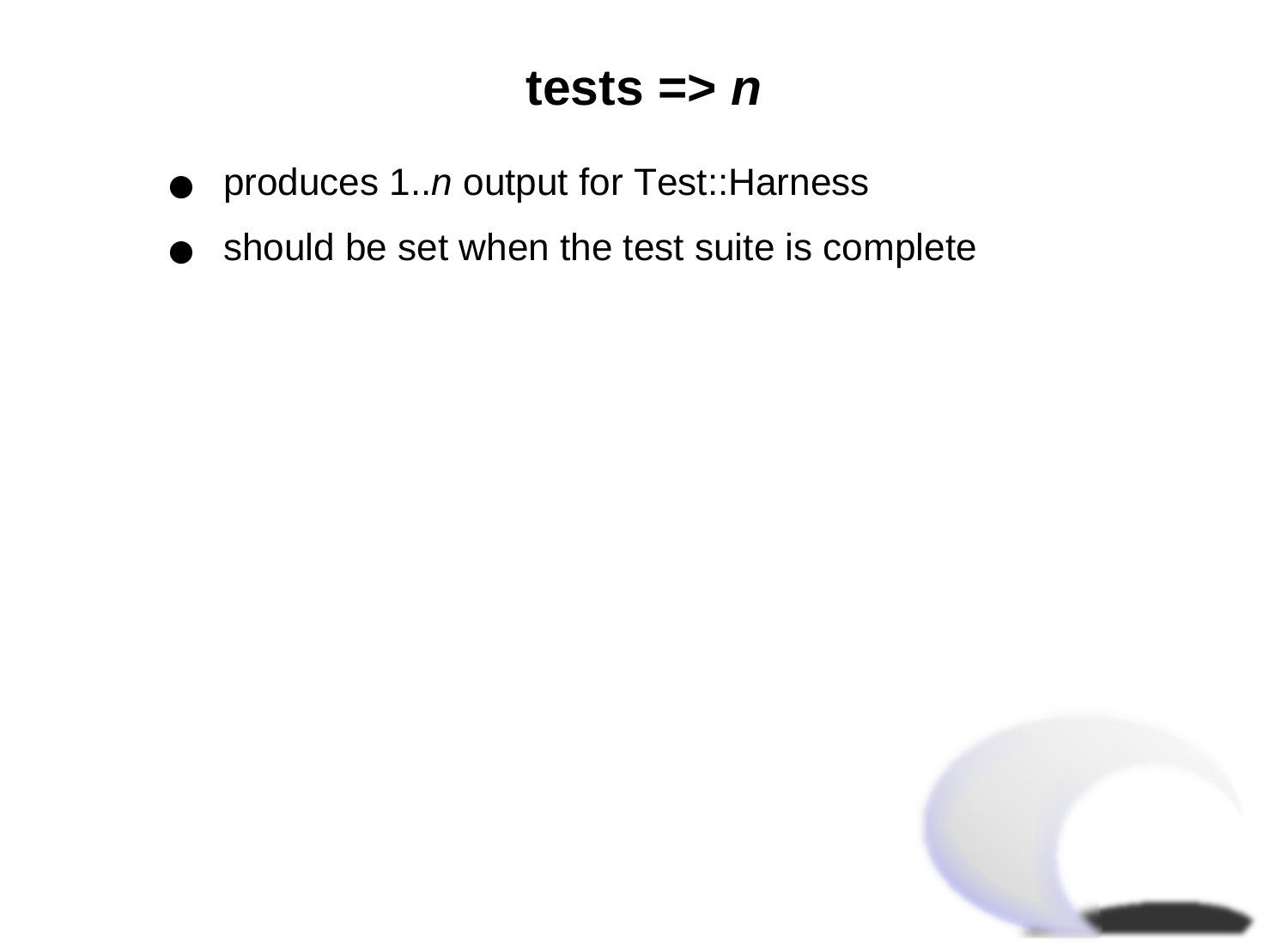# tests => *n*

- produces 1..*n* output for Test::Harness
- should be set when the test suite is complete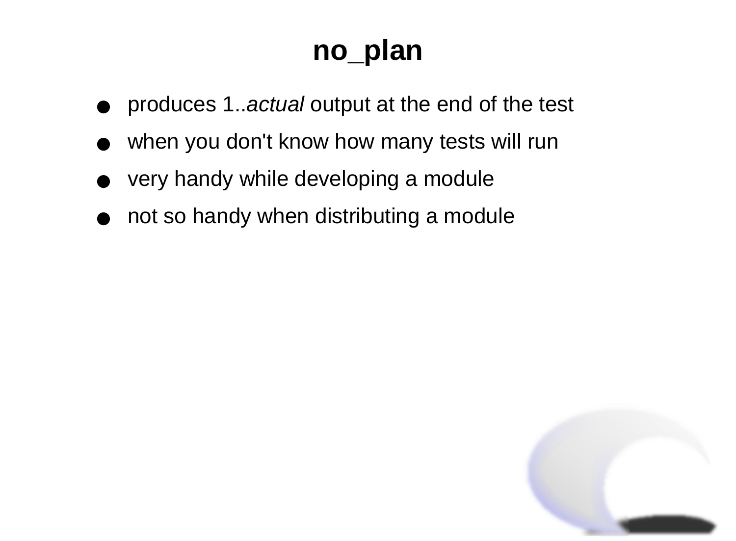# no_plan

- produces 1..*actual* output at the end of the test
- when you don't know how many tests will run
- very handy while developing a module
- not so handy when distributing a module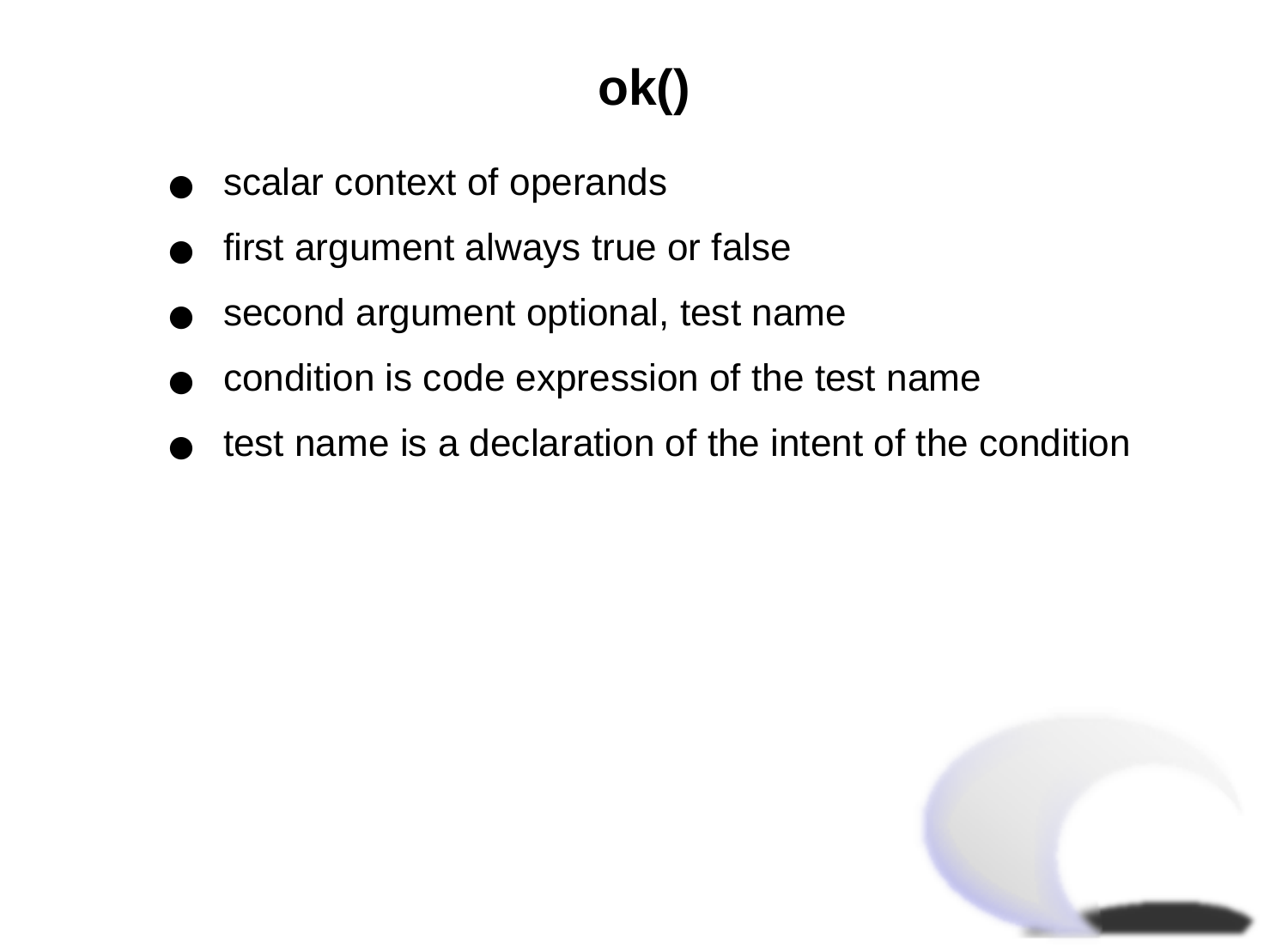# ok()

- scalar context of operands
- first argument always true or false
- second argument optional, test name
- condition is code expression of the test name
- test name is a declaration of the intent of the condition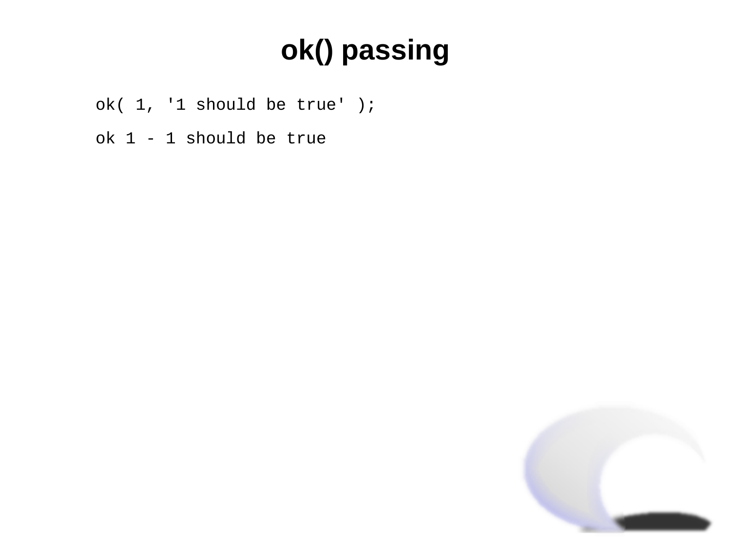# ok() passing

```
ok( 1, '1 should be true' );
```

```
ok 1 - 1 should be true
```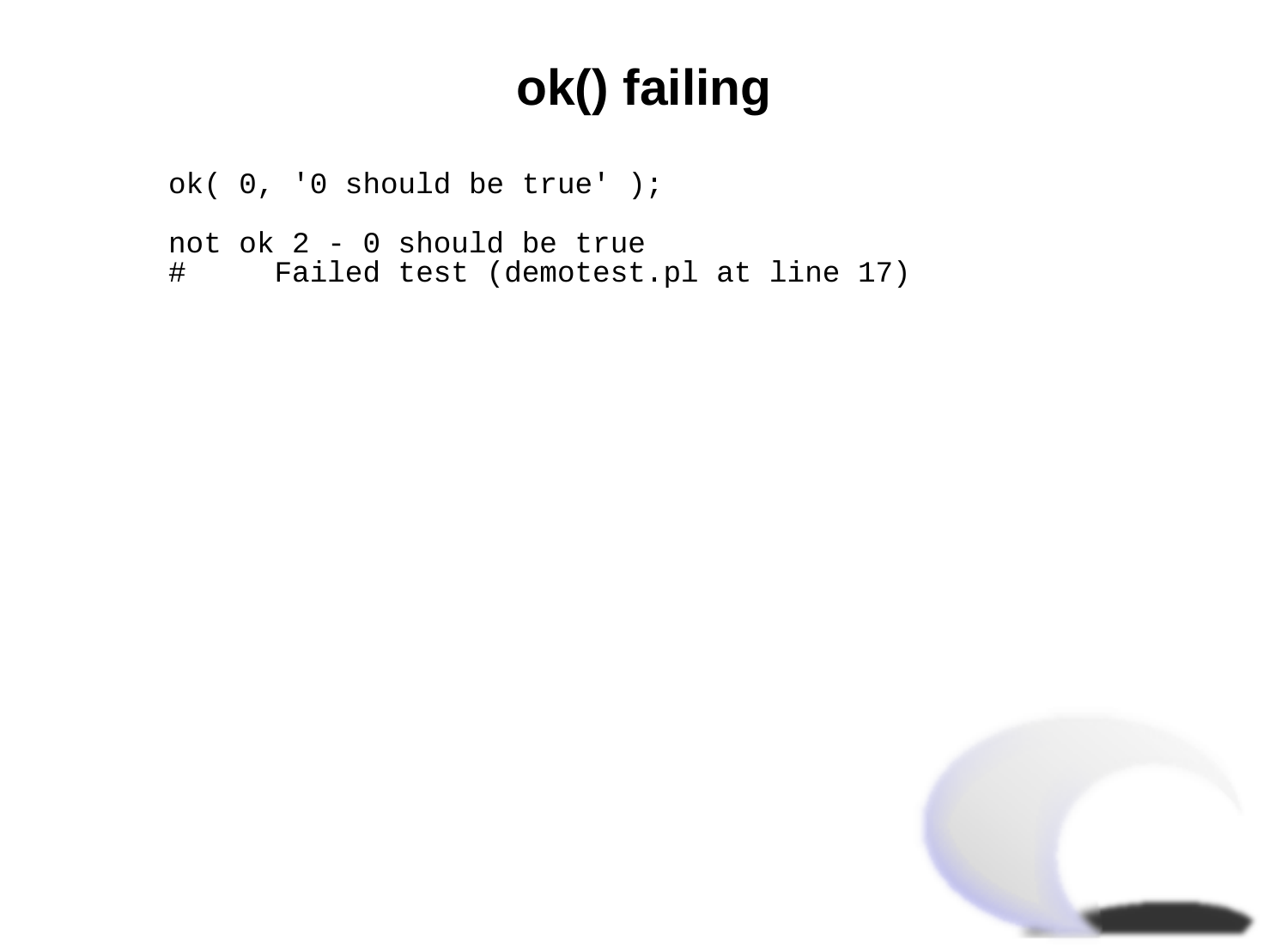# ok() failing

```
ok( 0, '0 should be true' );

not ok 2 - 0 should be true
#     Failed test (demotest.pl at line 17)
```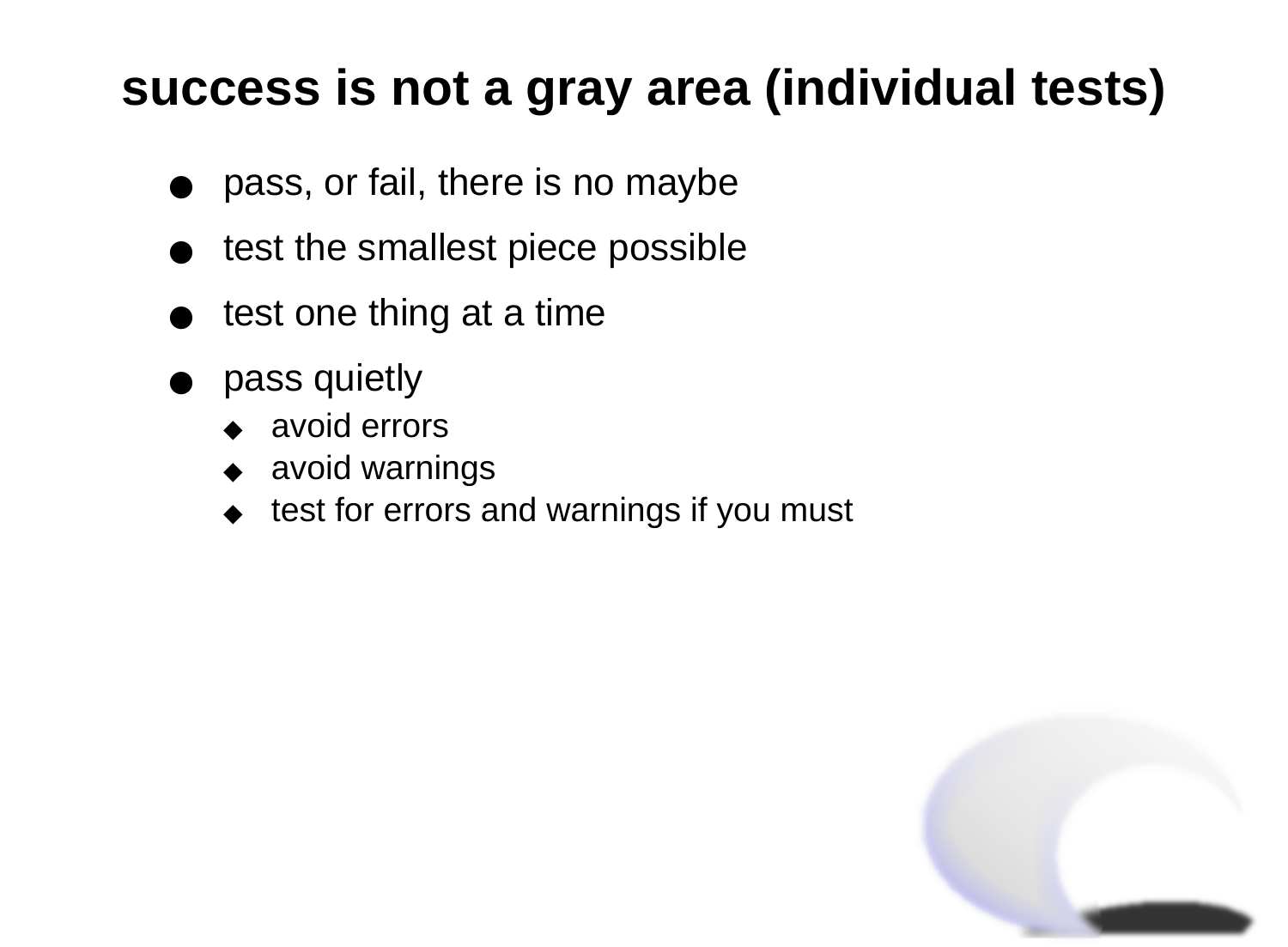# success is not a gray area (individual tests)

- pass, or fail, there is no maybe
- test the smallest piece possible
- test one thing at a time
- pass quietly
  - avoid errors
  - avoid warnings
  - test for errors and warnings if you must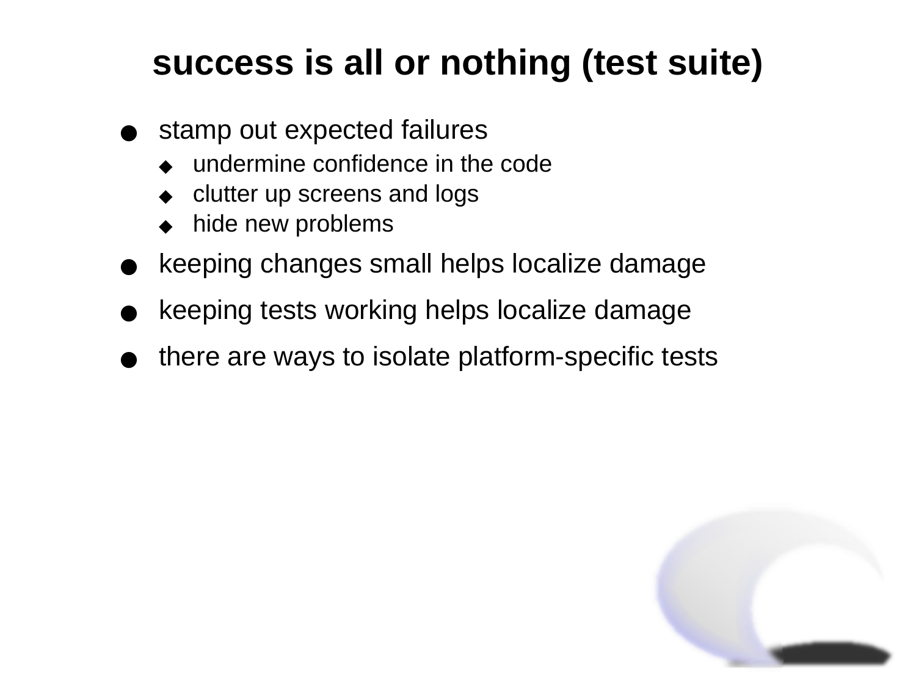# success is all or nothing (test suite)

- stamp out expected failures
  - undermine confidence in the code
  - clutter up screens and logs
  - hide new problems
- keeping changes small helps localize damage
- keeping tests working helps localize damage
- there are ways to isolate platform-specific tests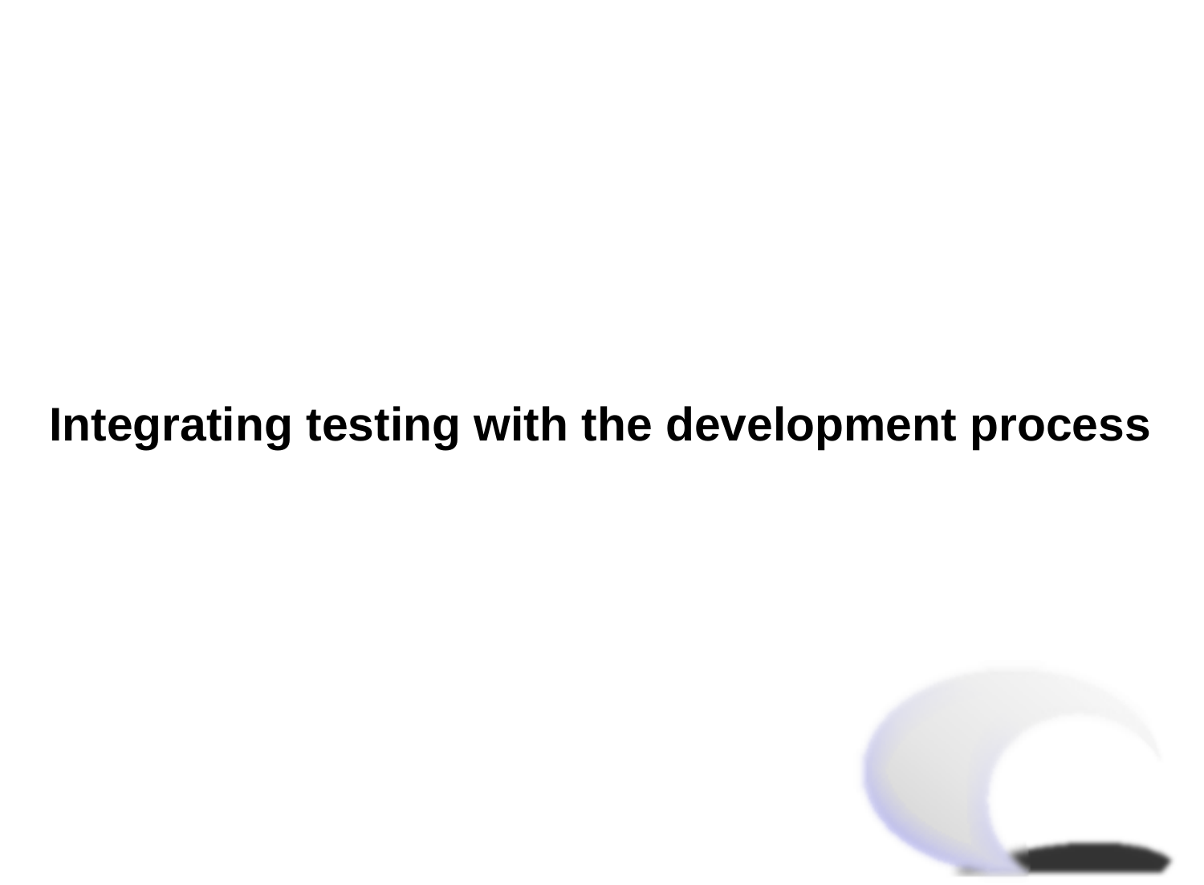# Integrating testing with the development process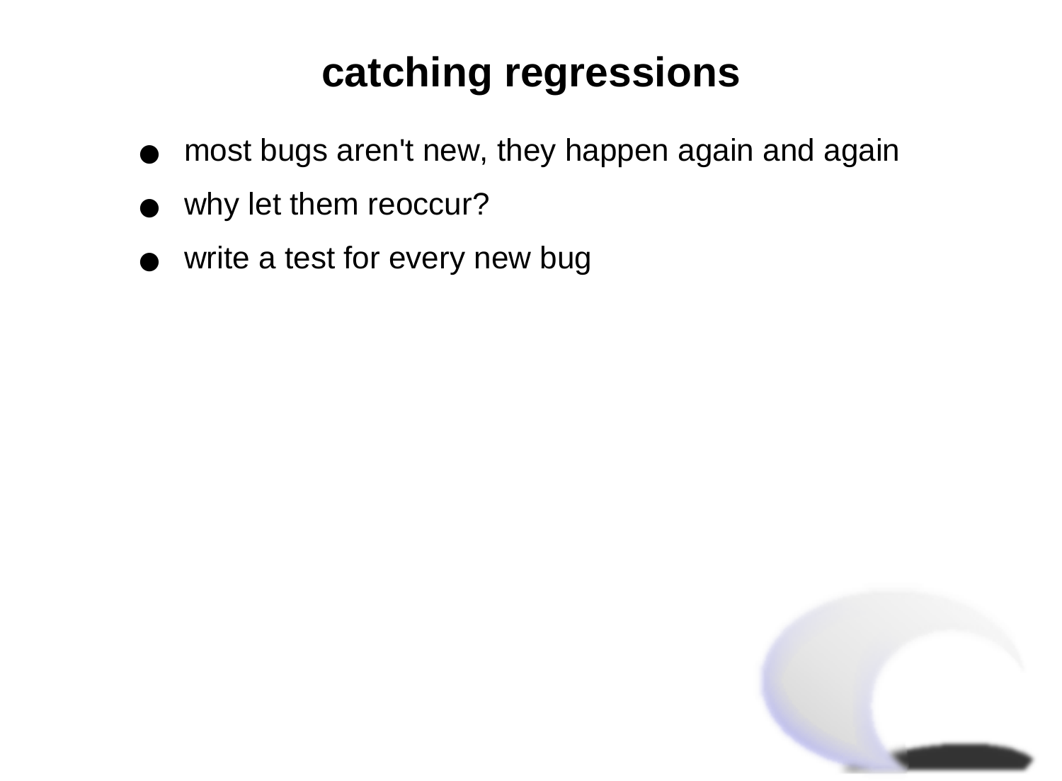# catching regressions

- most bugs aren't new, they happen again and again
- why let them reoccur?
- write a test for every new bug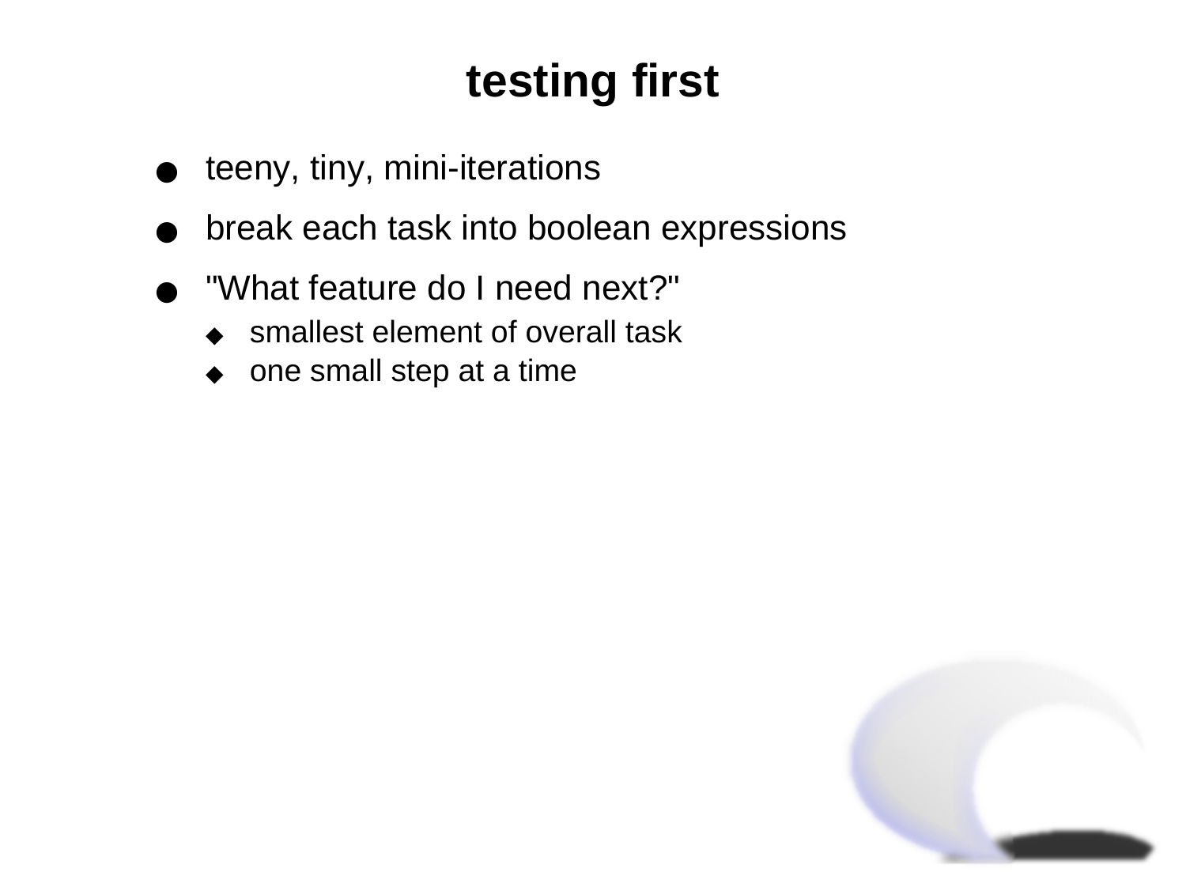# testing first

- teeny, tiny, mini-iterations
- break each task into boolean expressions
- "What feature do I need next?"
  - smallest element of overall task
  - one small step at a time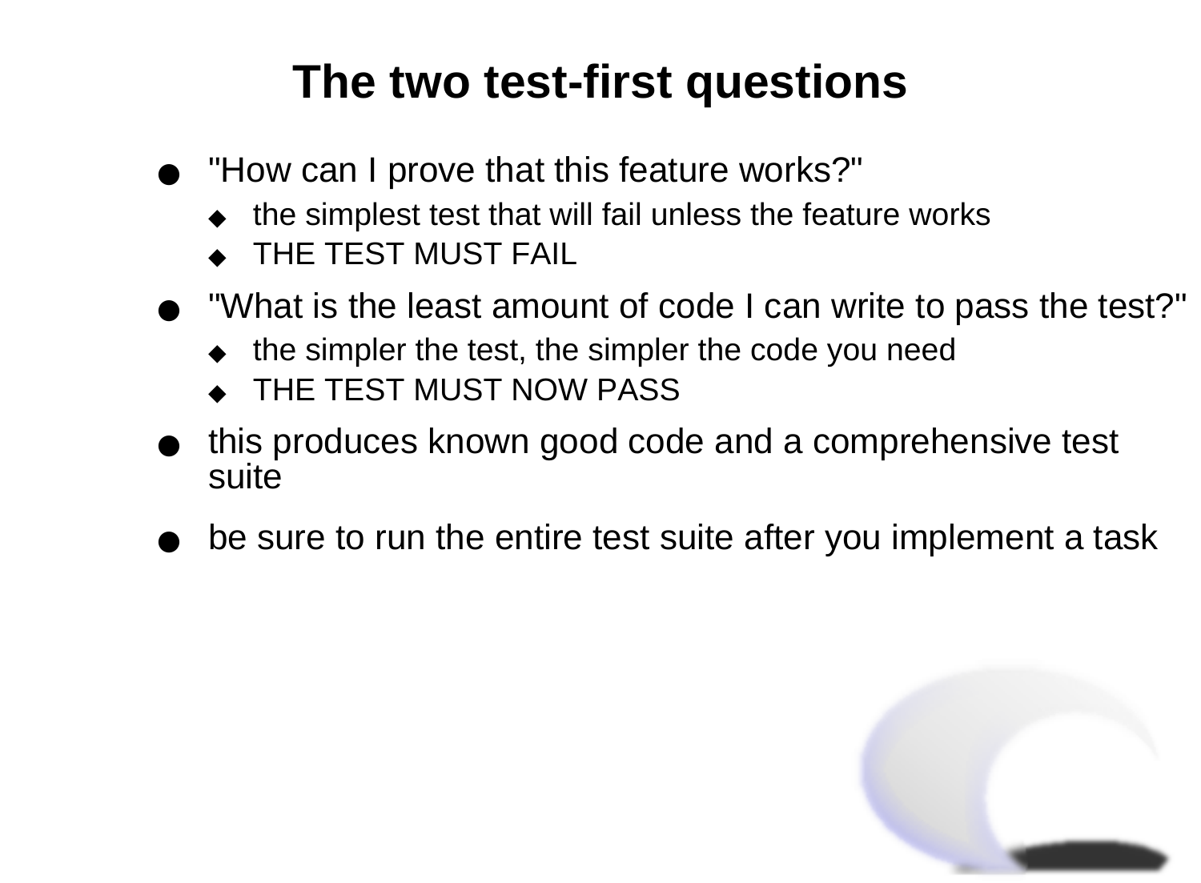# The two test-first questions

- "How can I prove that this feature works?"
  - the simplest test that will fail unless the feature works
  - THE TEST MUST FAIL
- "What is the least amount of code I can write to pass the test?"
  - the simpler the test, the simpler the code you need
  - THE TEST MUST NOW PASS
- this produces known good code and a comprehensive test suite
- be sure to run the entire test suite after you implement a task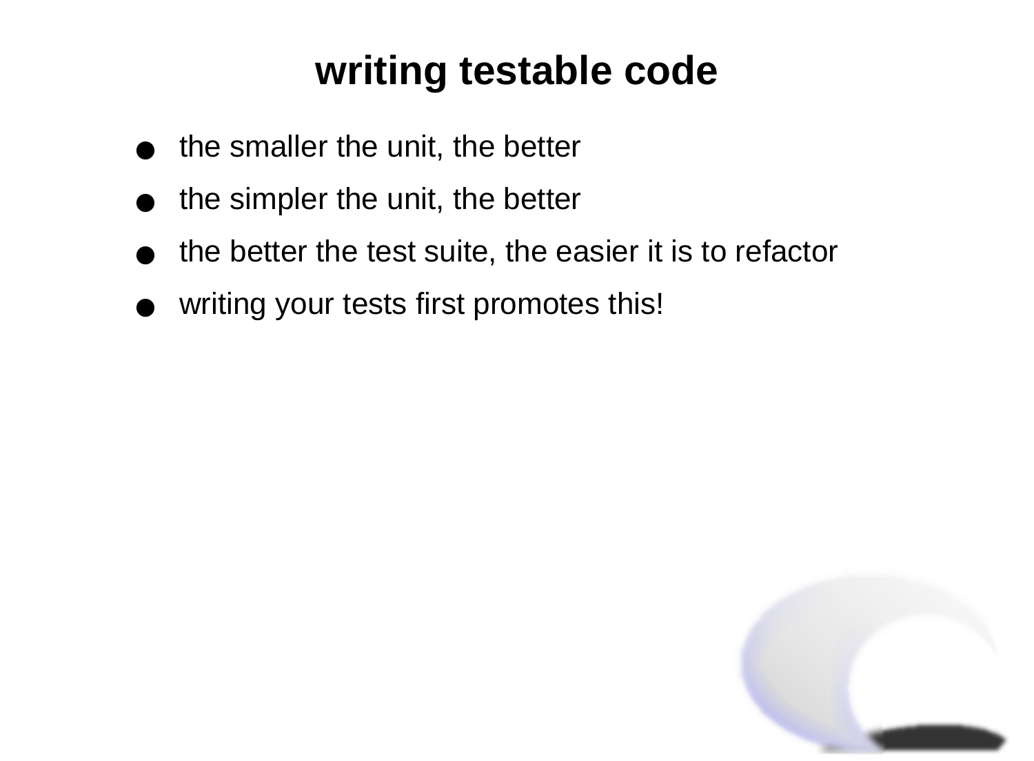# writing testable code

- the smaller the unit, the better
- the simpler the unit, the better
- the better the test suite, the easier it is to refactor
- writing your tests first promotes this!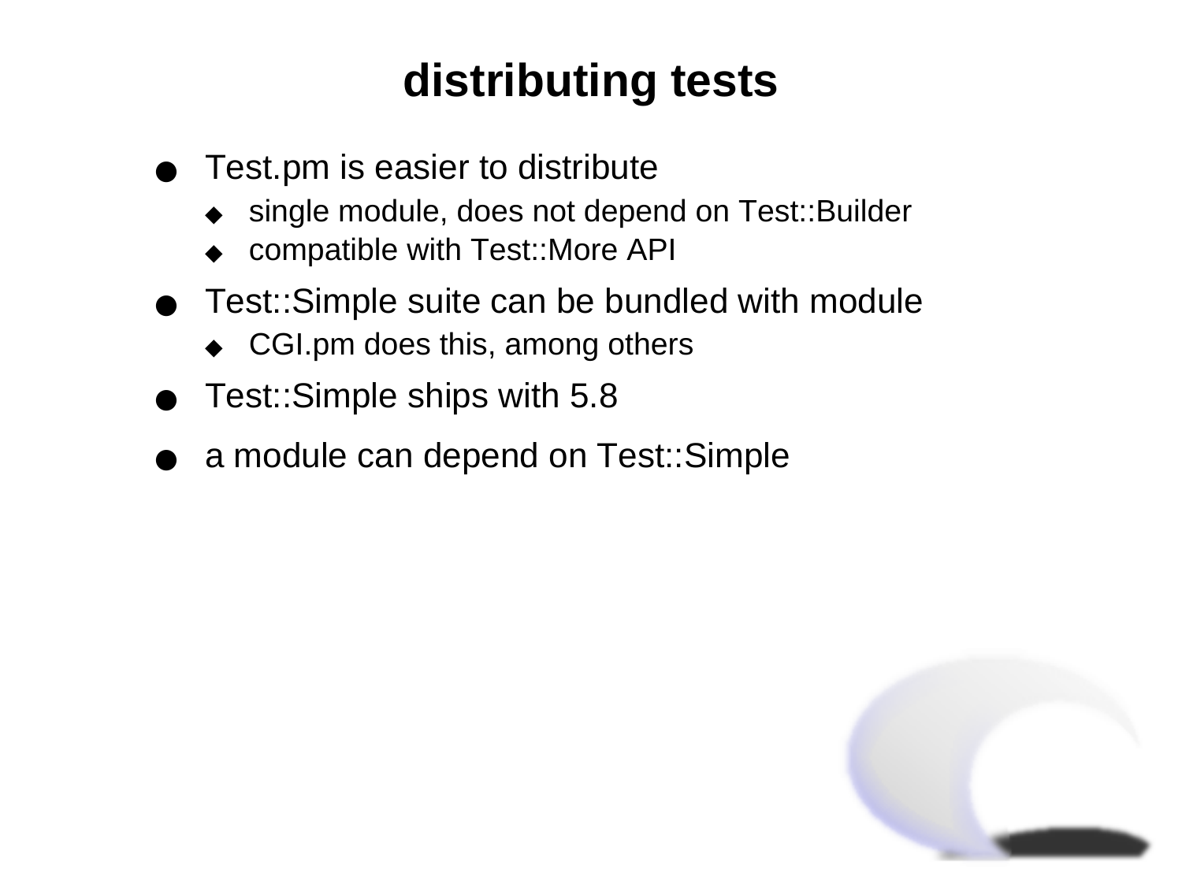# distributing tests

- Test.pm is easier to distribute
  - single module, does not depend on Test::Builder
  - compatible with Test::More API
- Test::Simple suite can be bundled with module
  - CGI.pm does this, among others
- Test::Simple ships with 5.8
- a module can depend on Test::Simple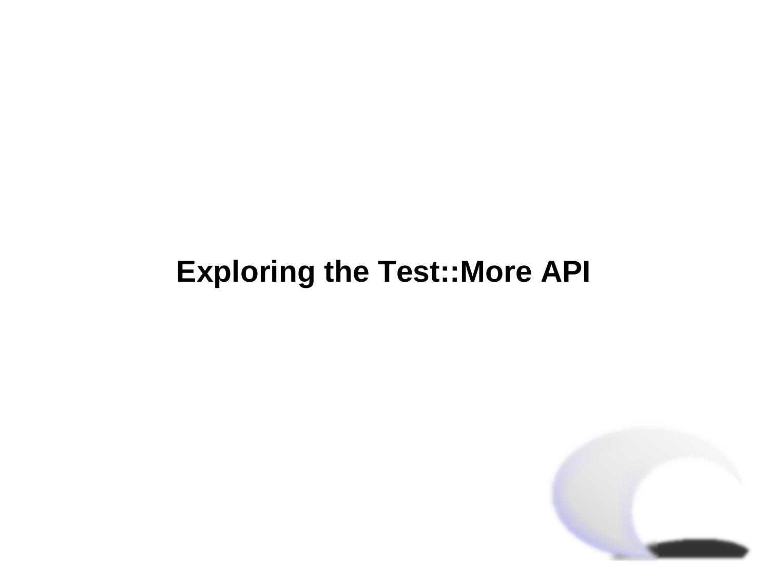# Exploring the Test::More API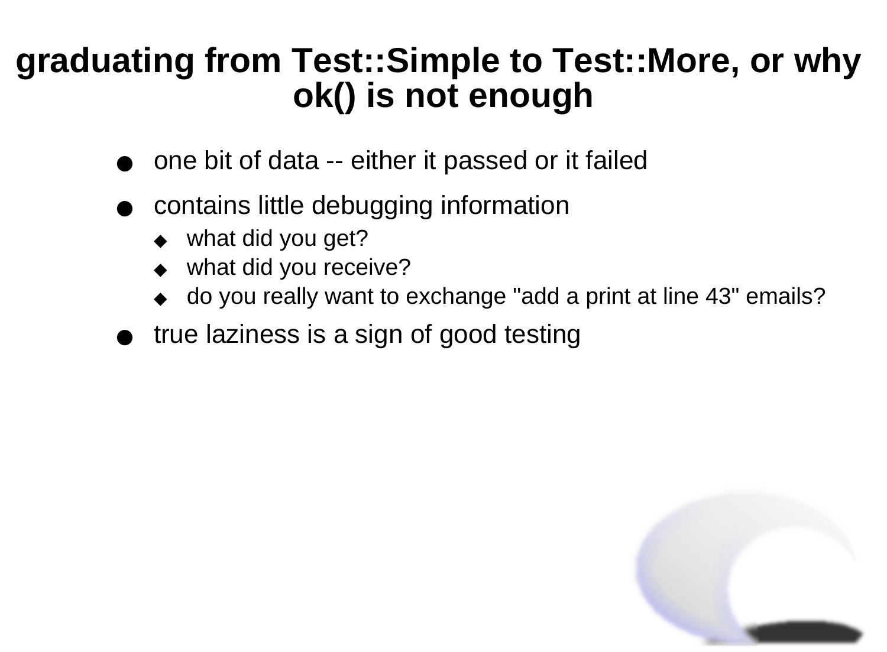# graduating from Test::Simple to Test::More, or why ok() is not enough

- one bit of data -- either it passed or it failed
- contains little debugging information
  - what did you get?
  - what did you receive?
  - do you really want to exchange "add a print at line 43" emails?
- true laziness is a sign of good testing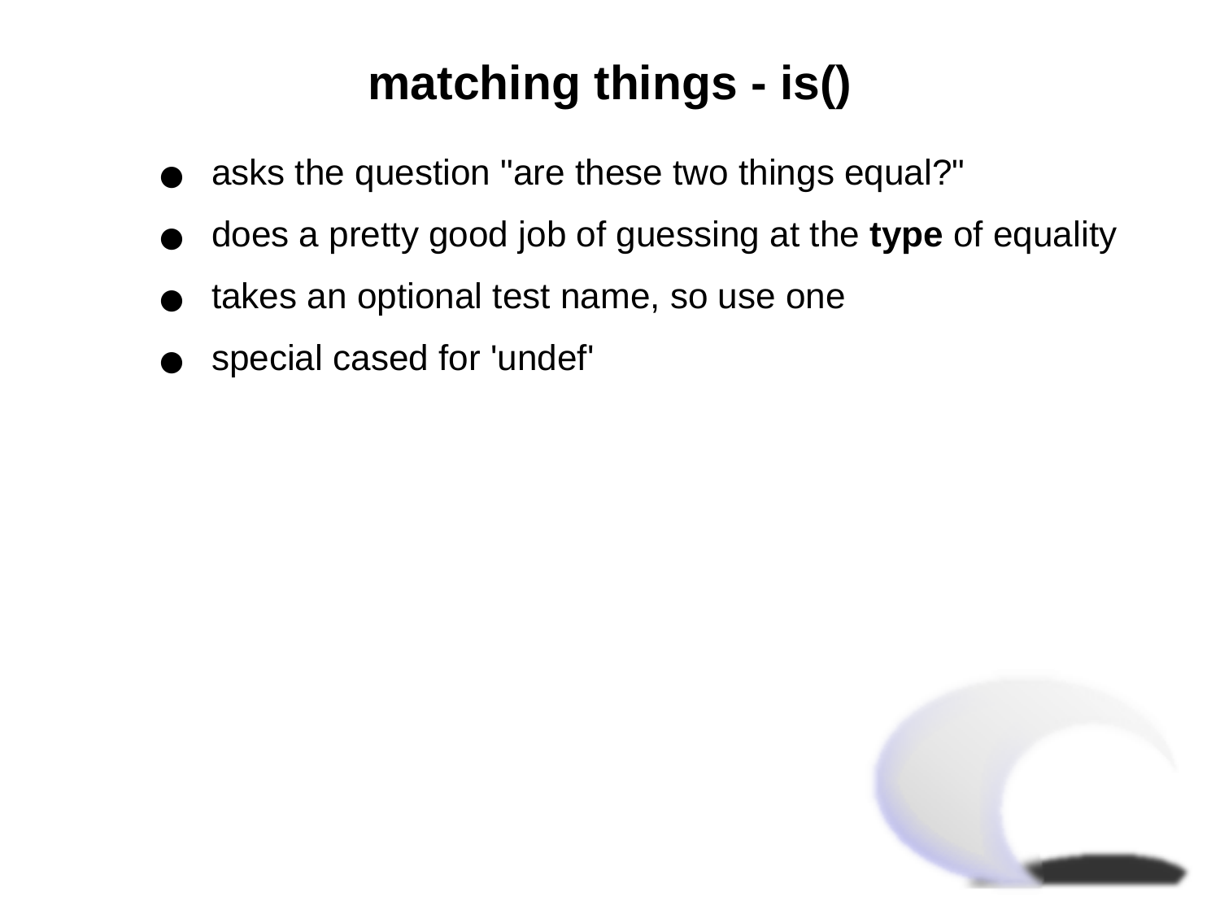# matching things - is()

- asks the question "are these two things equal?"
- does a pretty good job of guessing at the **type** of equality
- takes an optional test name, so use one
- special cased for 'undef'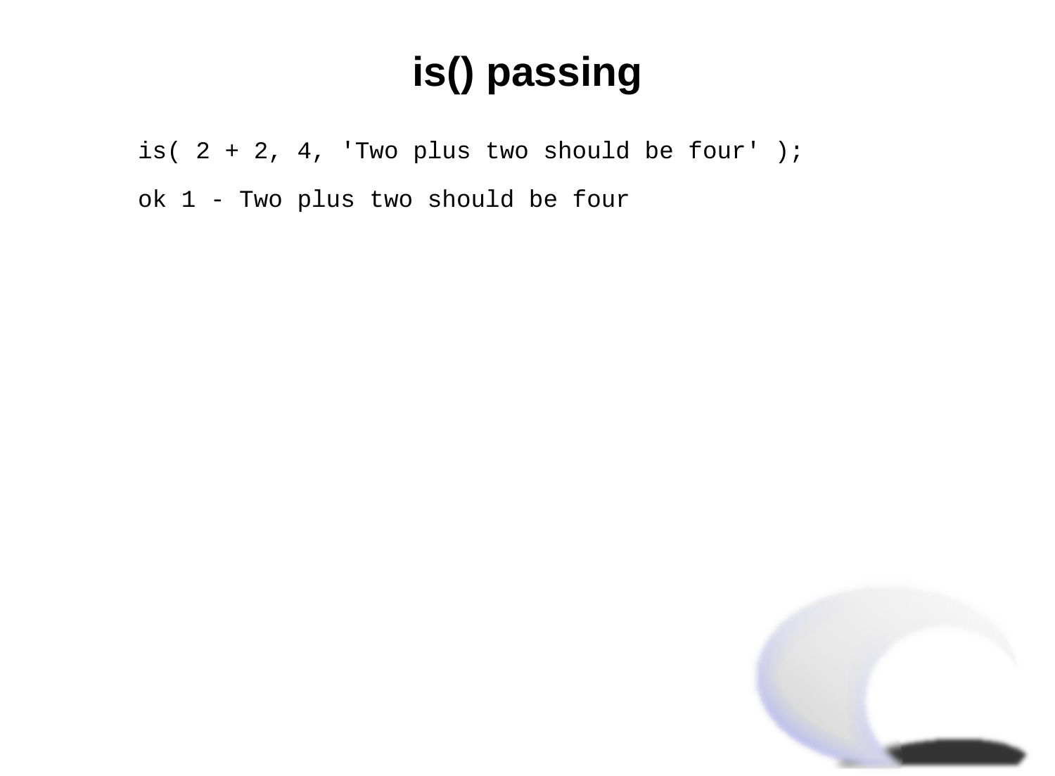# is() passing

```
is( 2 + 2, 4, 'Two plus two should be four' );
```

```
ok 1 - Two plus two should be four
```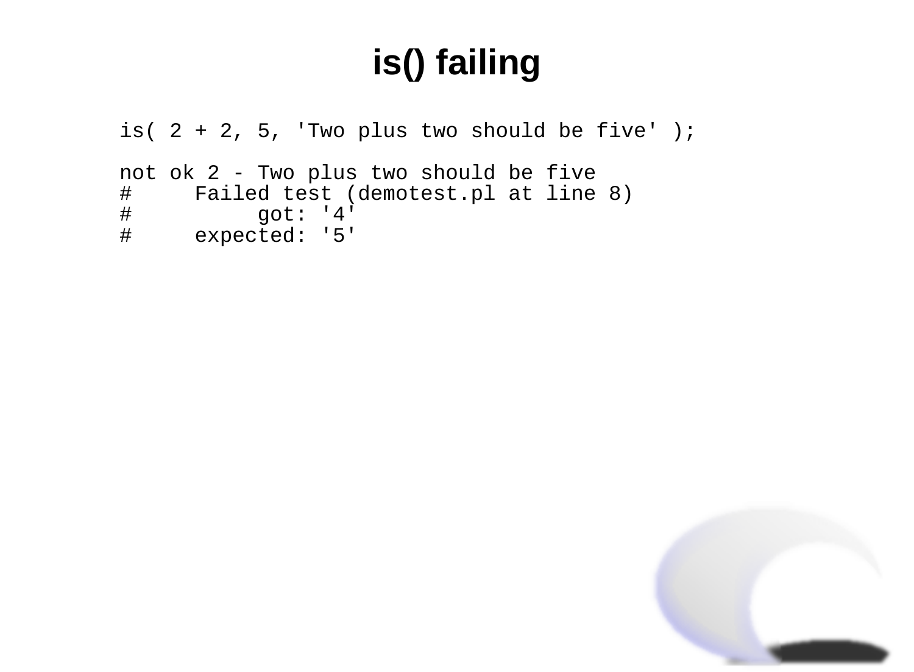# is() failing

```
is( 2 + 2, 5, 'Two plus two should be five' );

not ok 2 - Two plus two should be five
#     Failed test (demotest.pl at line 8)
#          got: '4'
#     expected: '5'
```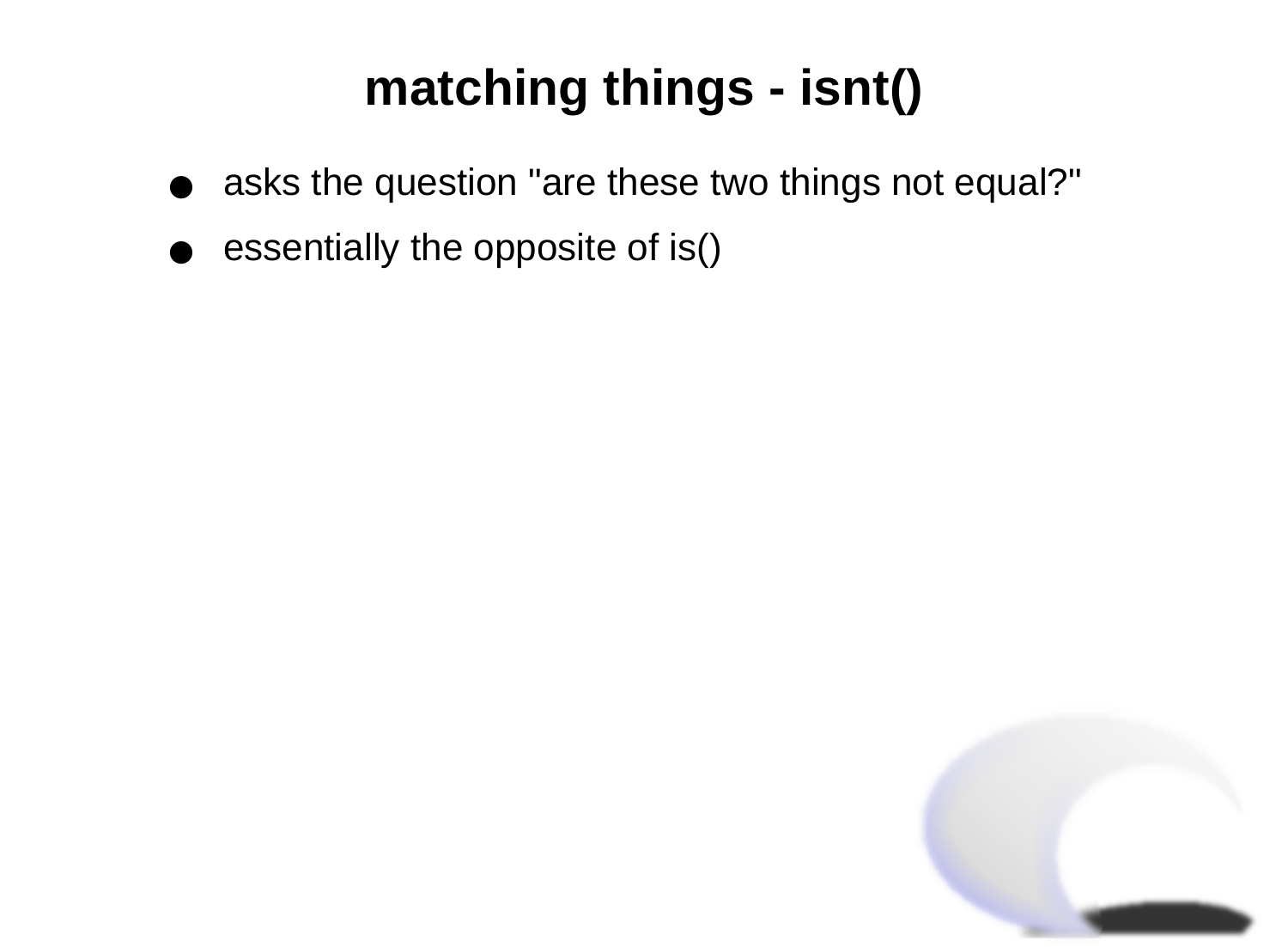# matching things - isnt()

- asks the question "are these two things not equal?"
- essentially the opposite of is()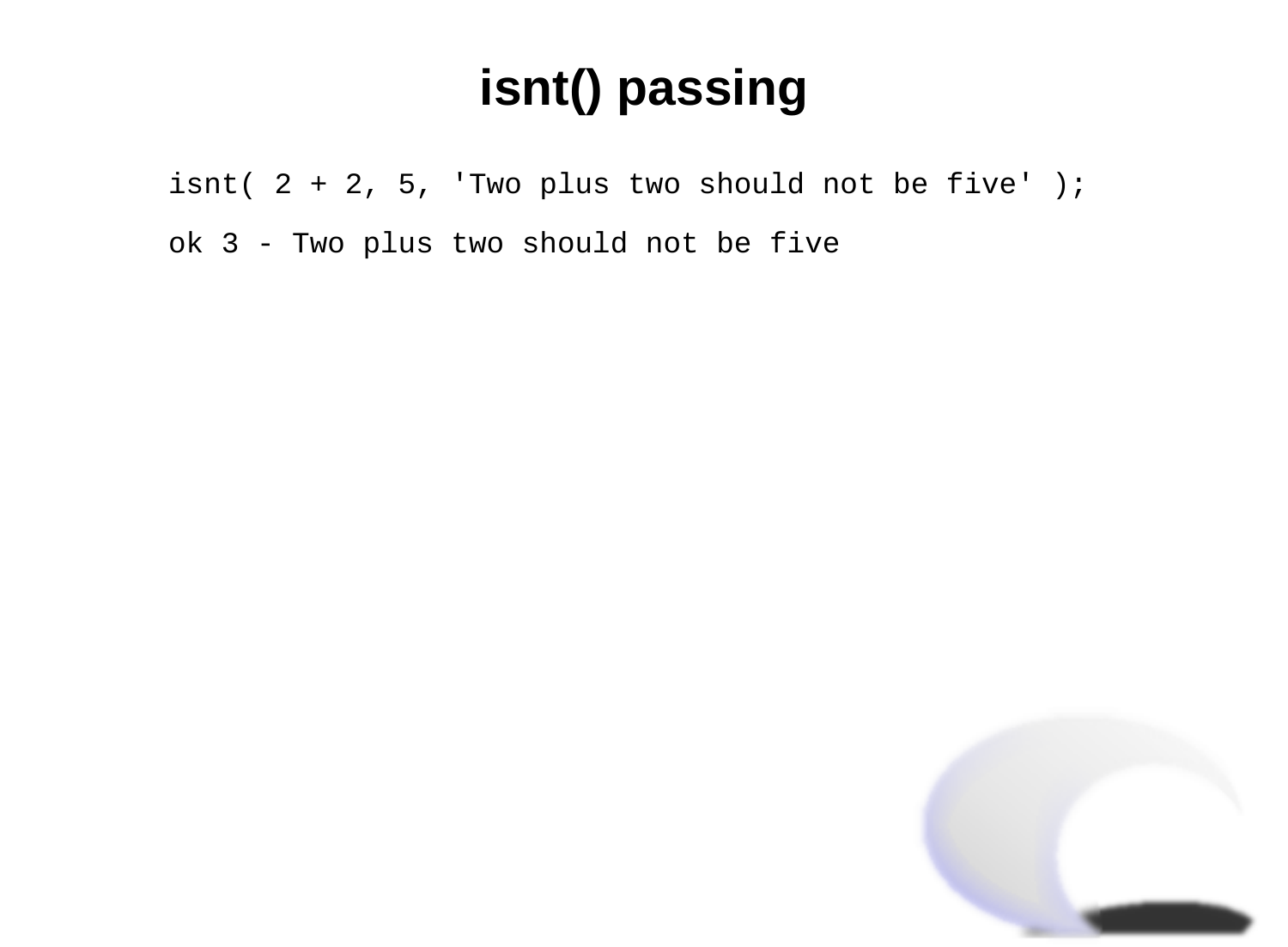# isnt() passing

```
isnt( 2 + 2, 5, 'Two plus two should not be five' );
```

```
ok 3 - Two plus two should not be five
```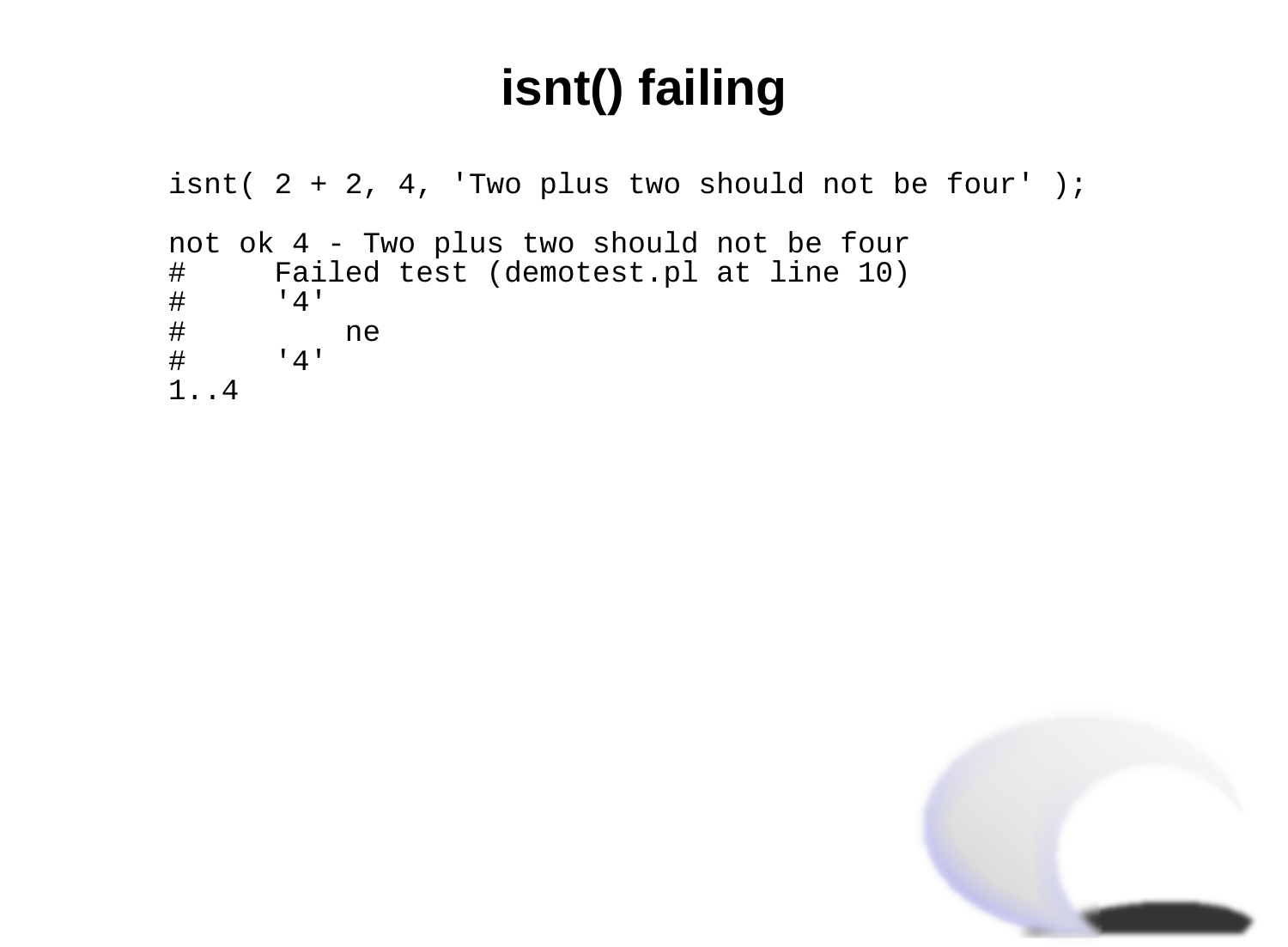# isnt() failing

```
isnt( 2 + 2, 4, 'Two plus two should not be four' );

not ok 4 - Two plus two should not be four
#     Failed test (demotest.pl at line 10)
#     '4'
#         ne
#     '4'
1..4
```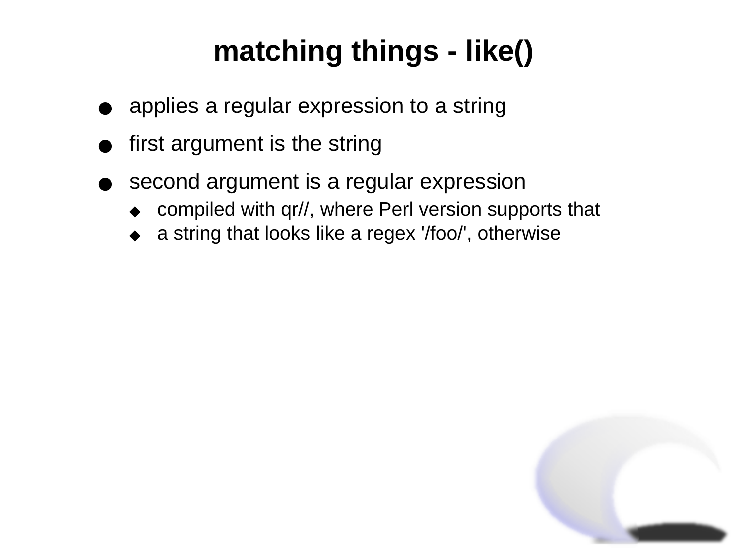# matching things - like()

- applies a regular expression to a string
- first argument is the string
- second argument is a regular expression
  - compiled with qr//, where Perl version supports that
  - a string that looks like a regex '/foo/', otherwise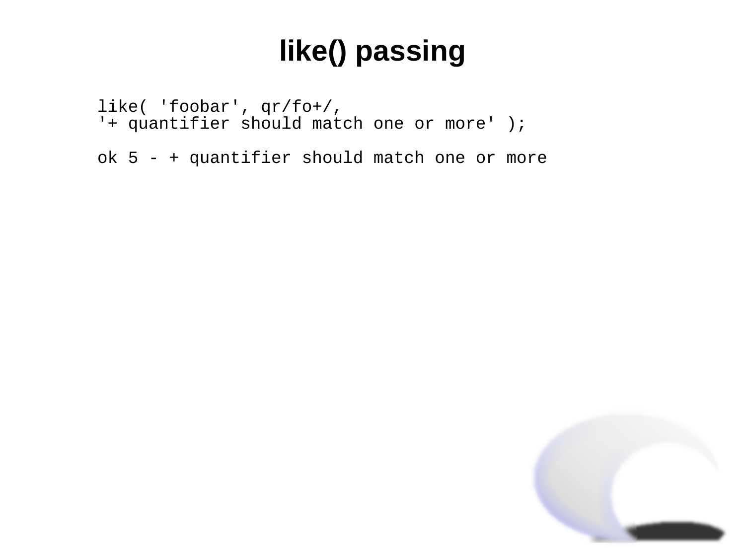# like() passing

```
like( 'foobar', qr/fo+/,
'+ quantifier should match one or more' );

ok 5 - + quantifier should match one or more
```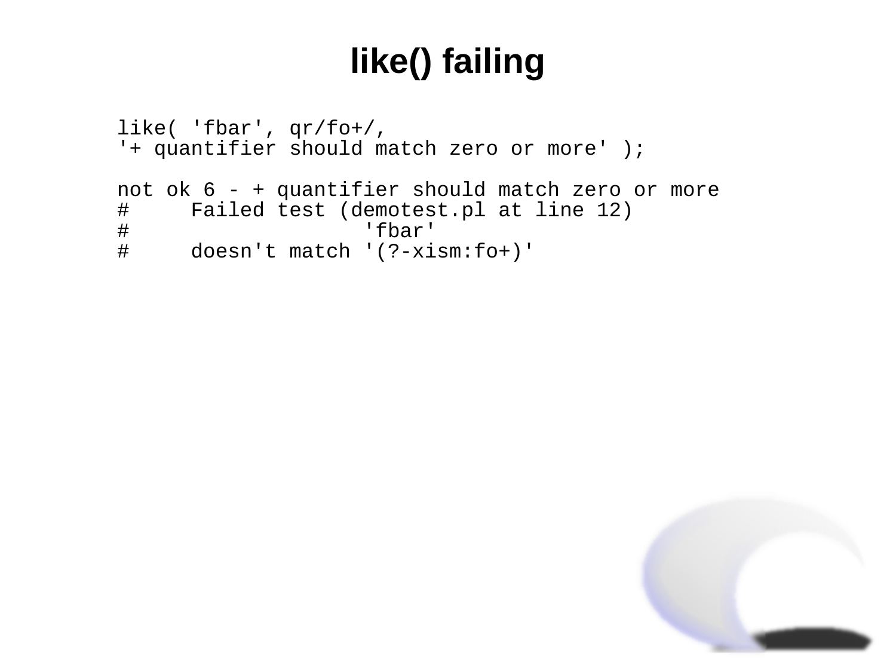# like() failing

```
like( 'fbar', qr/fo+/,
'+ quantifier should match zero or more' );

not ok 6 - + quantifier should match zero or more
#     Failed test (demotest.pl at line 12)
#                   'fbar'
#     doesn't match '(?-xism:fo+)'
```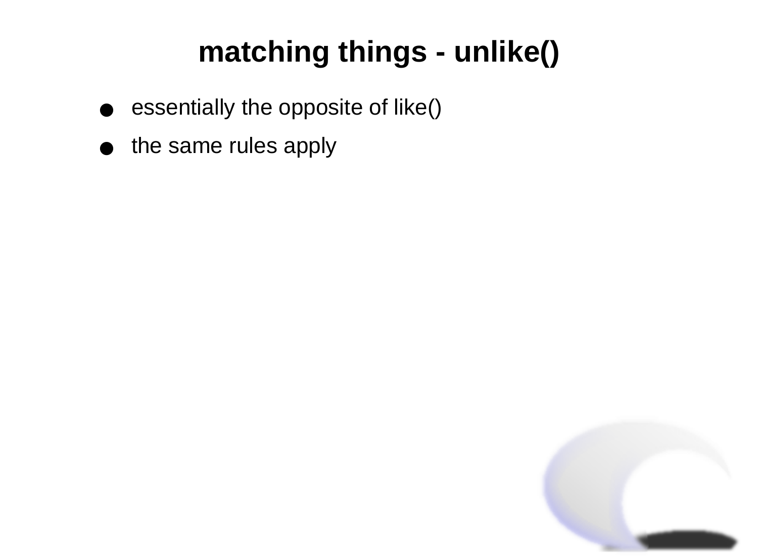# matching things - unlike()

- essentially the opposite of like()
- the same rules apply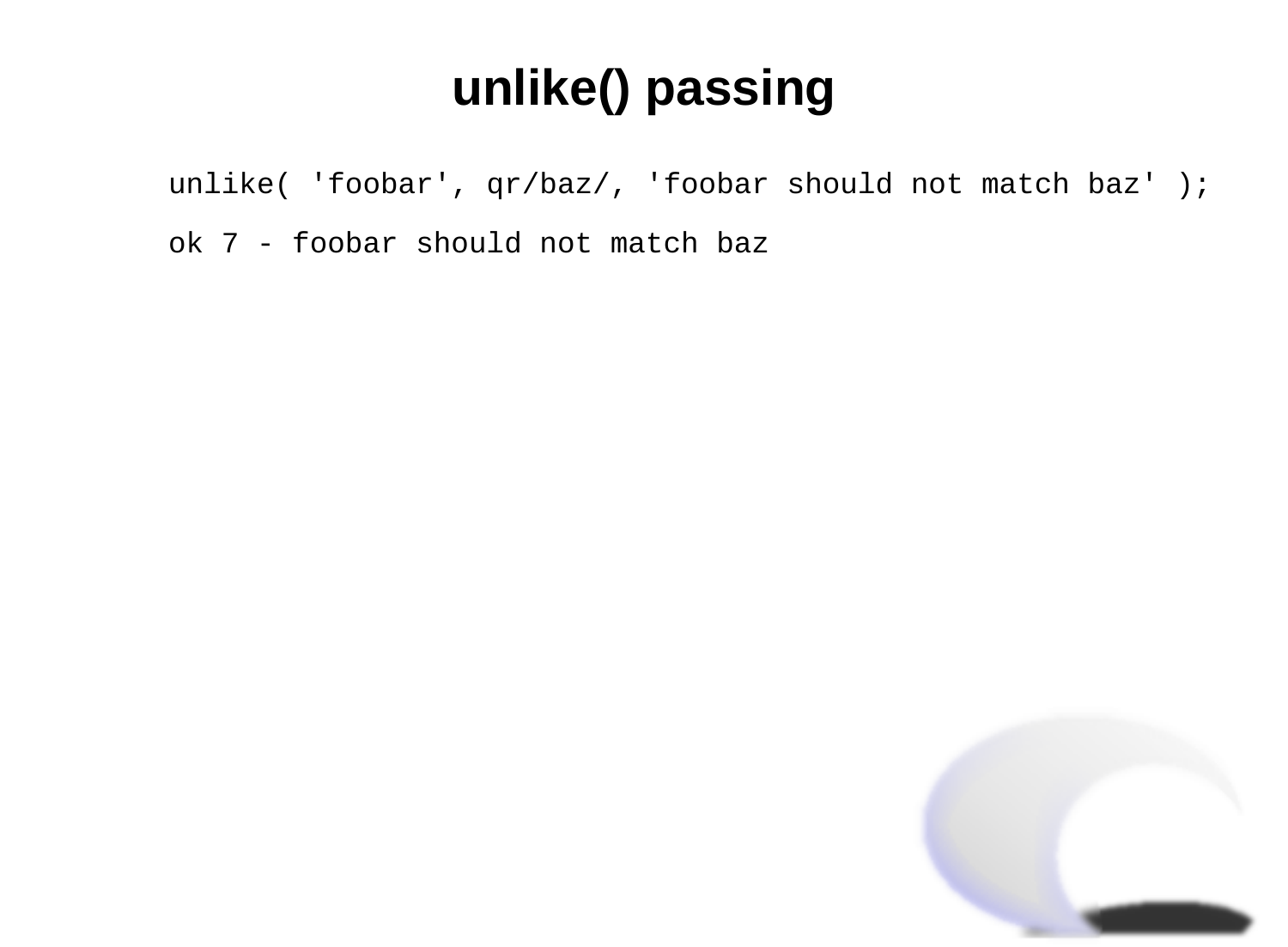# unlike() passing

```
unlike( 'foobar', qr/baz/, 'foobar should not match baz' );
```

```
ok 7 - foobar should not match baz
```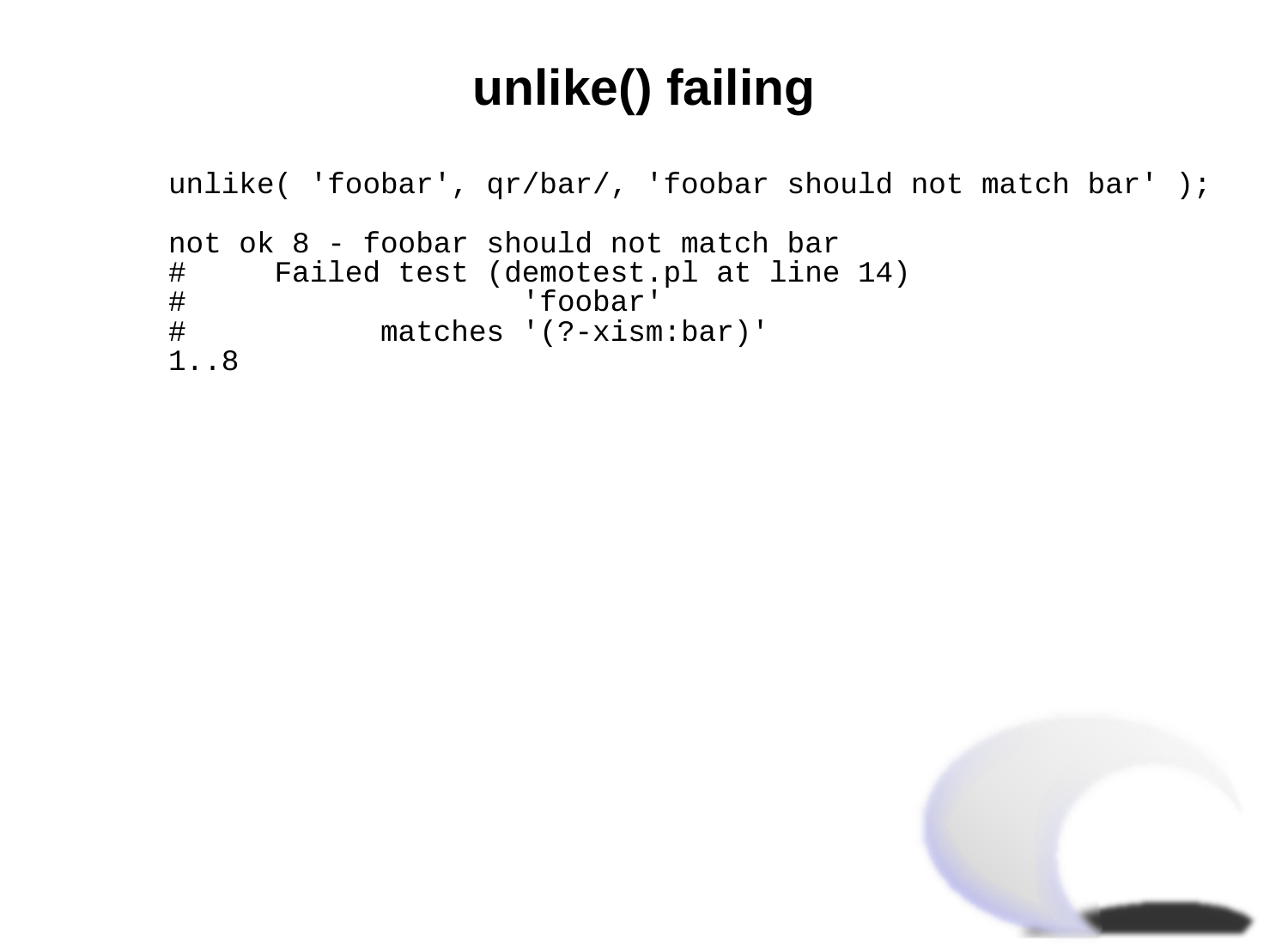# unlike() failing

```
unlike( 'foobar', qr/bar/, 'foobar should not match bar' );

not ok 8 - foobar should not match bar
#     Failed test (demotest.pl at line 14)
#                   'foobar'
#           matches '(?-xism:bar)'
1..8
```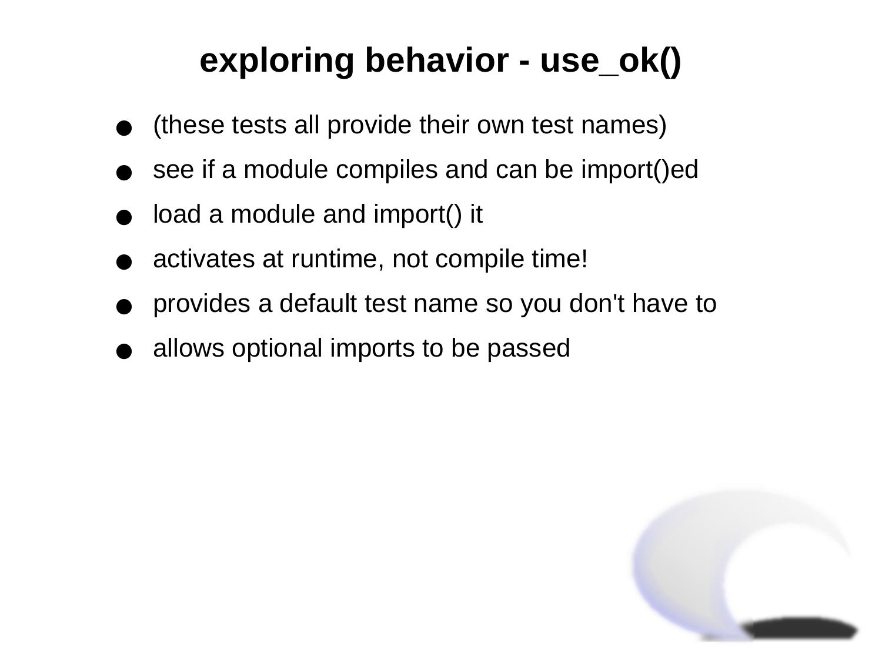# exploring behavior - use_ok()

- (these tests all provide their own test names)
- see if a module compiles and can be import()ed
- load a module and import() it
- activates at runtime, not compile time!
- provides a default test name so you don't have to
- allows optional imports to be passed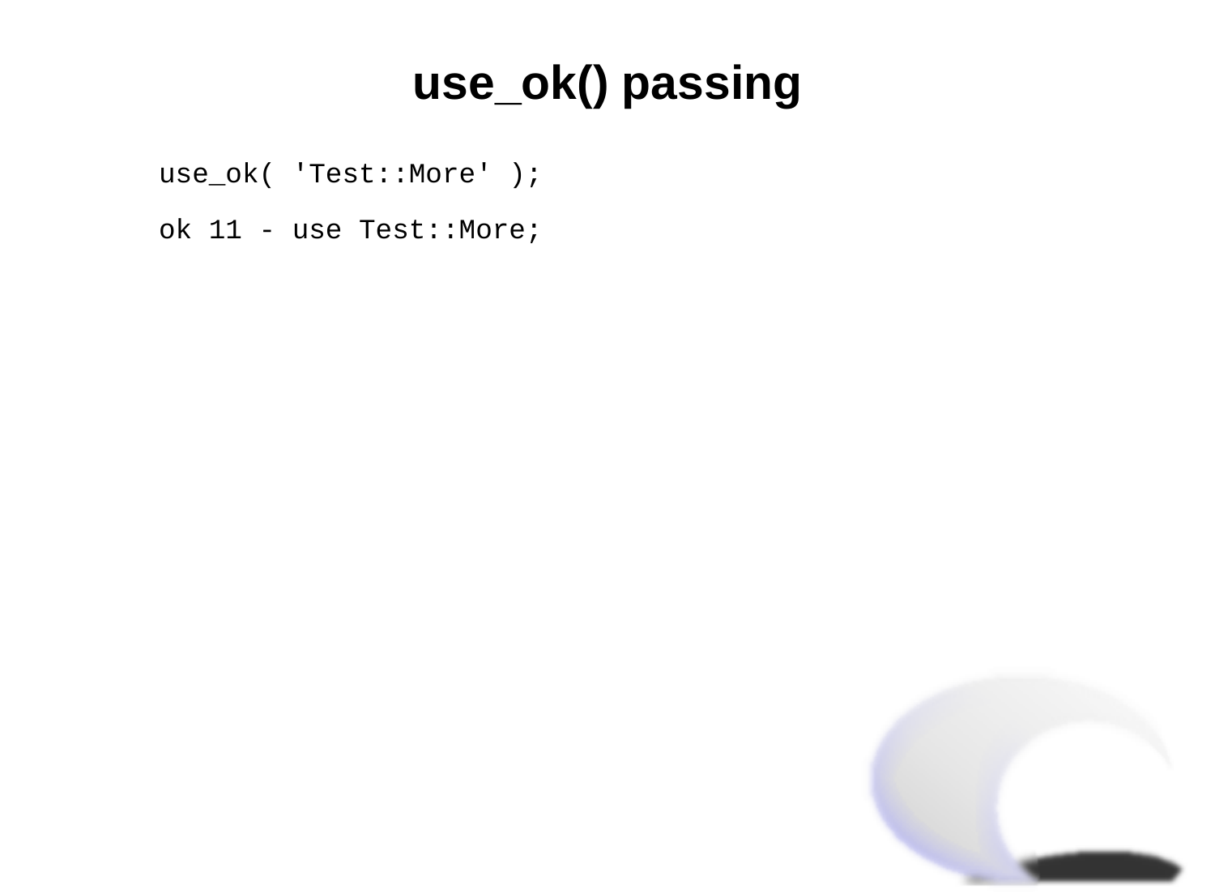# use_ok() passing

```
use_ok( 'Test::More' );
```

```
ok 11 - use Test::More;
```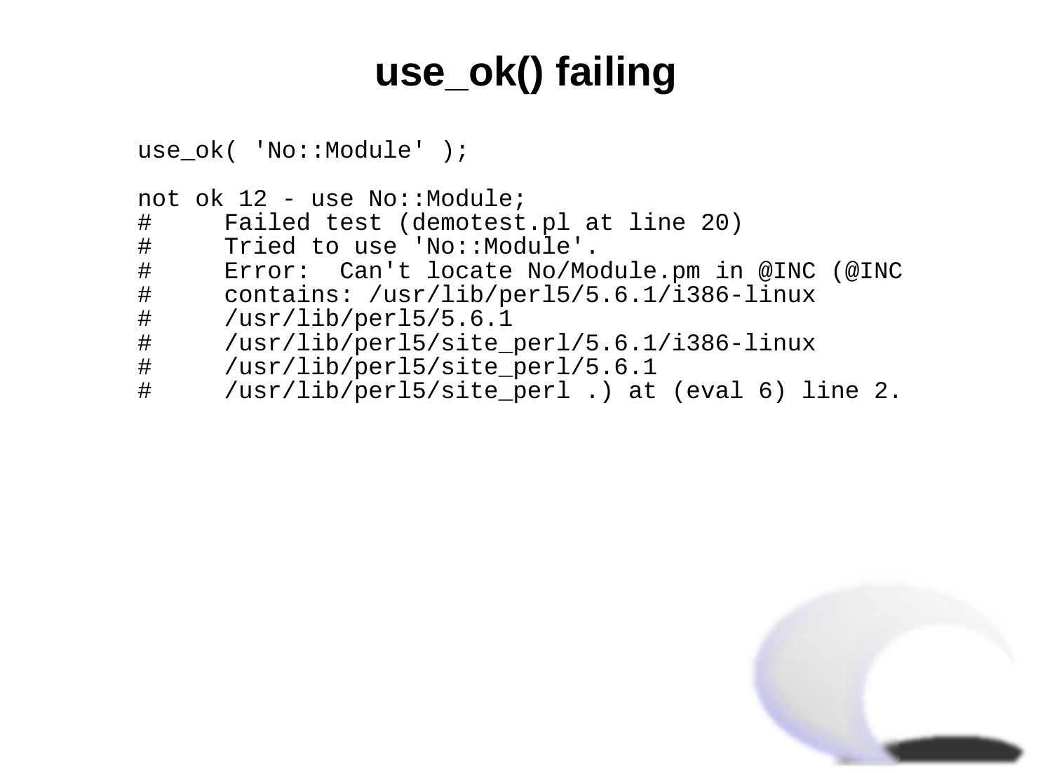# use_ok() failing

```
use_ok( 'No::Module' );

not ok 12 - use No::Module;
#     Failed test (demotest.pl at line 20)
#     Tried to use 'No::Module'.
#     Error:  Can't locate No/Module.pm in @INC (@INC
#     contains: /usr/lib/perl5/5.6.1/i386-linux
#     /usr/lib/perl5/5.6.1
#     /usr/lib/perl5/site_perl/5.6.1/i386-linux
#     /usr/lib/perl5/site_perl/5.6.1
#     /usr/lib/perl5/site_perl .) at (eval 6) line 2.
```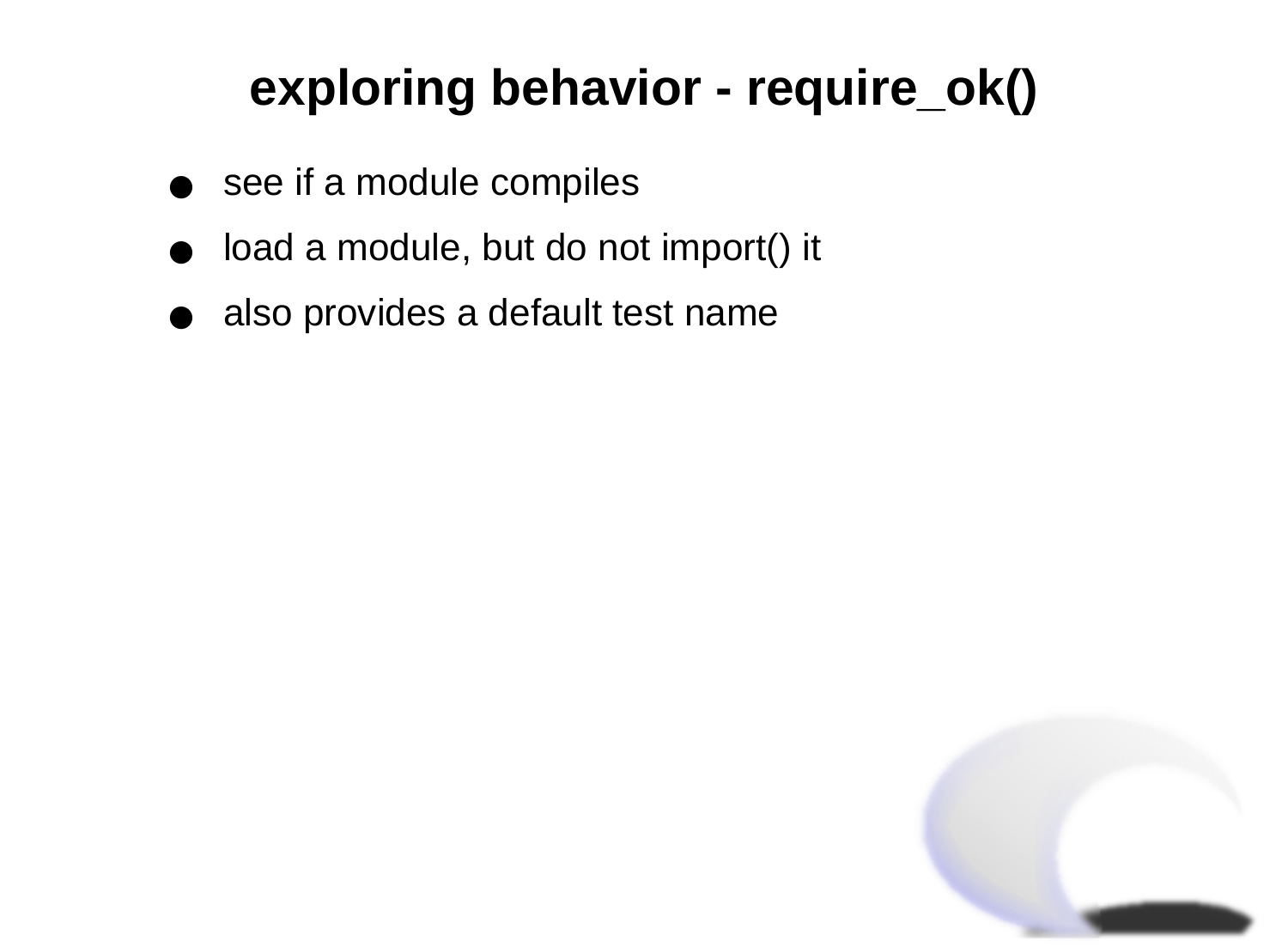# exploring behavior - require_ok()

- see if a module compiles
- load a module, but do not import() it
- also provides a default test name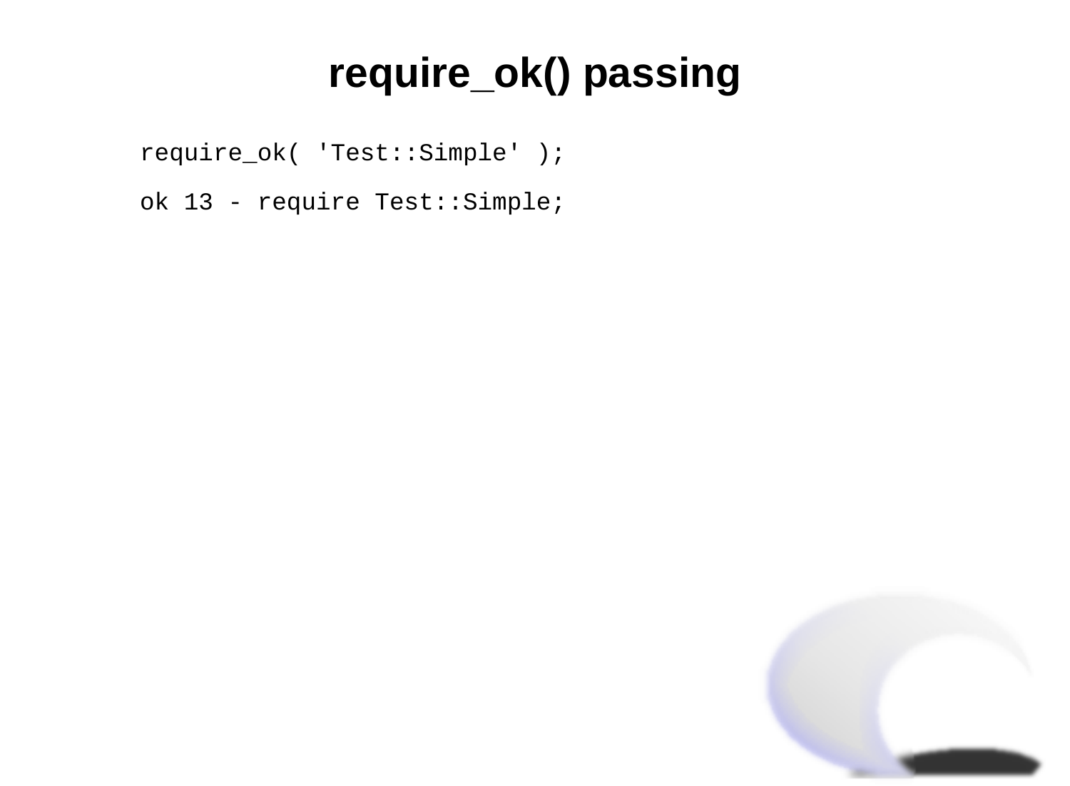# require_ok() passing

```
require_ok( 'Test::Simple' );
```

```
ok 13 - require Test::Simple;
```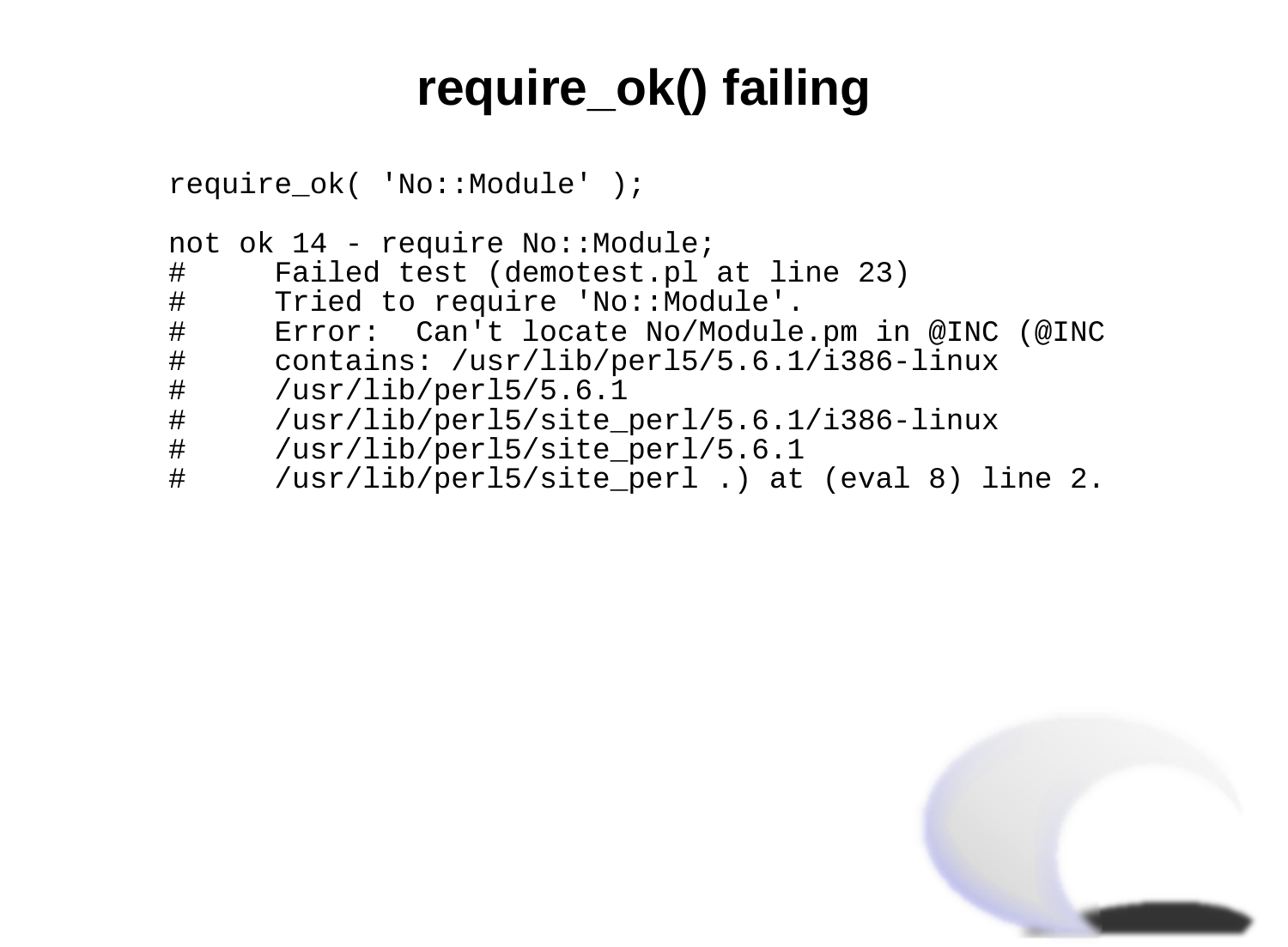# require_ok() failing

```
require_ok( 'No::Module' );

not ok 14 - require No::Module;
#     Failed test (demotest.pl at line 23)
#     Tried to require 'No::Module'.
#     Error:  Can't locate No/Module.pm in @INC (@INC
#     contains: /usr/lib/perl5/5.6.1/i386-linux
#     /usr/lib/perl5/5.6.1
#     /usr/lib/perl5/site_perl/5.6.1/i386-linux
#     /usr/lib/perl5/site_perl/5.6.1
#     /usr/lib/perl5/site_perl .) at (eval 8) line 2.
```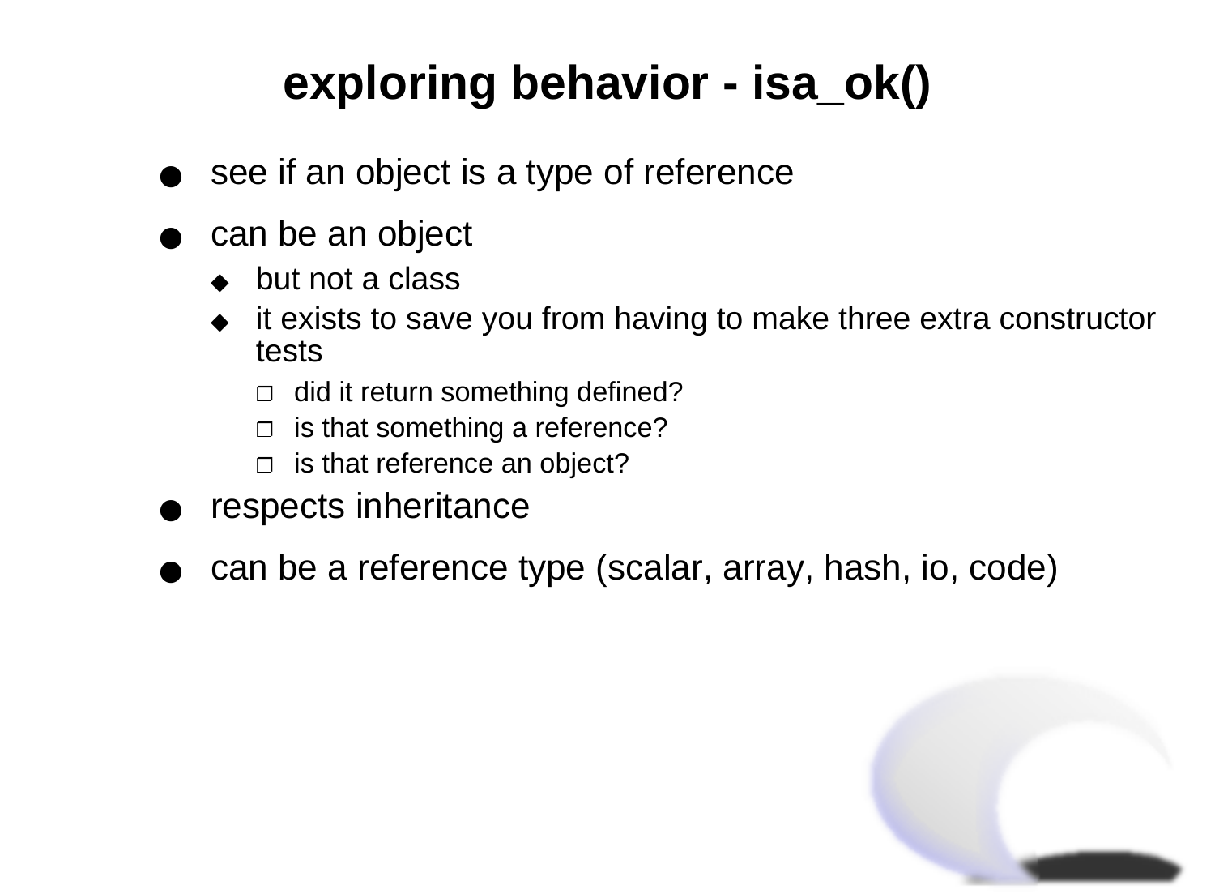# exploring behavior - isa_ok()

- see if an object is a type of reference
- can be an object
  - but not a class
  - it exists to save you from having to make three extra constructor tests
    - did it return something defined?
    - is that something a reference?
    - is that reference an object?
- respects inheritance
- can be a reference type (scalar, array, hash, io, code)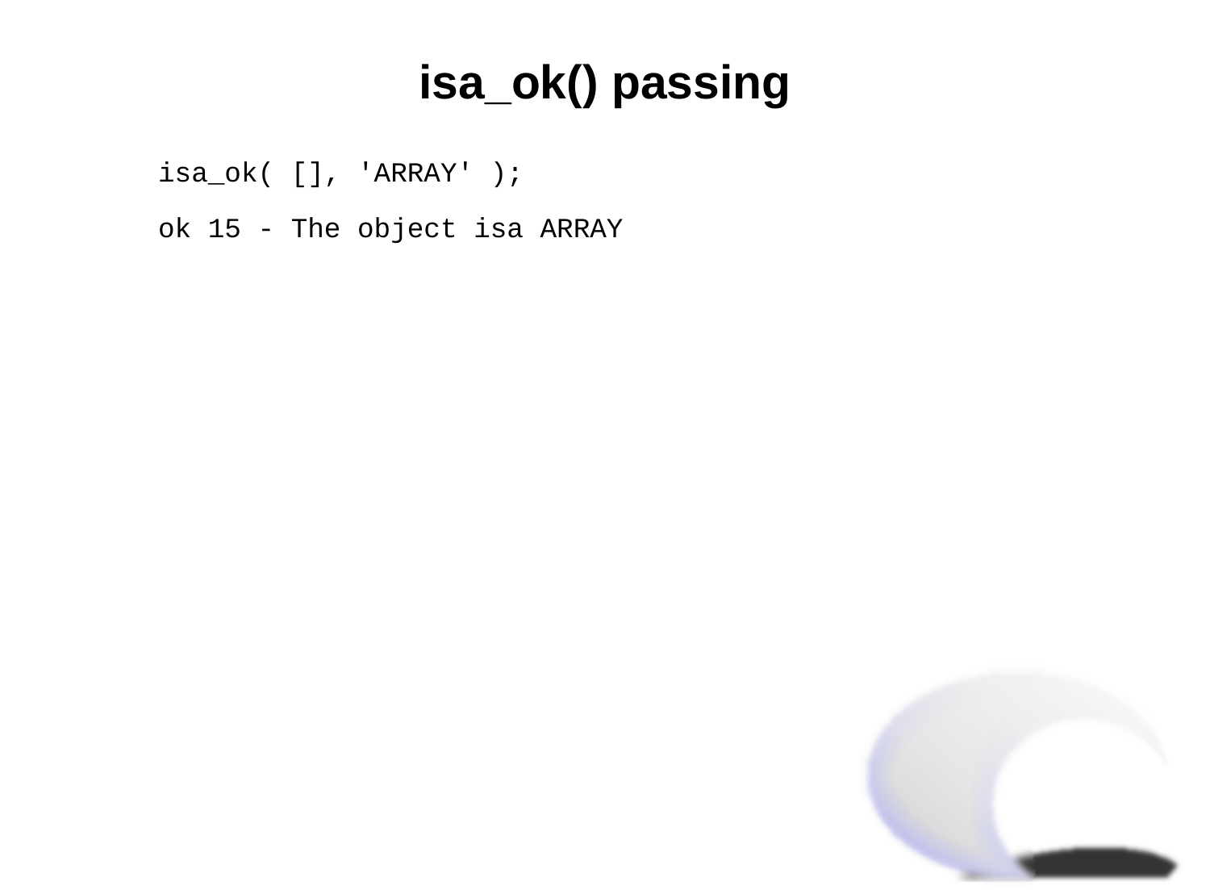# isa_ok() passing

```
isa_ok( [], 'ARRAY' );
```

```
ok 15 - The object isa ARRAY
```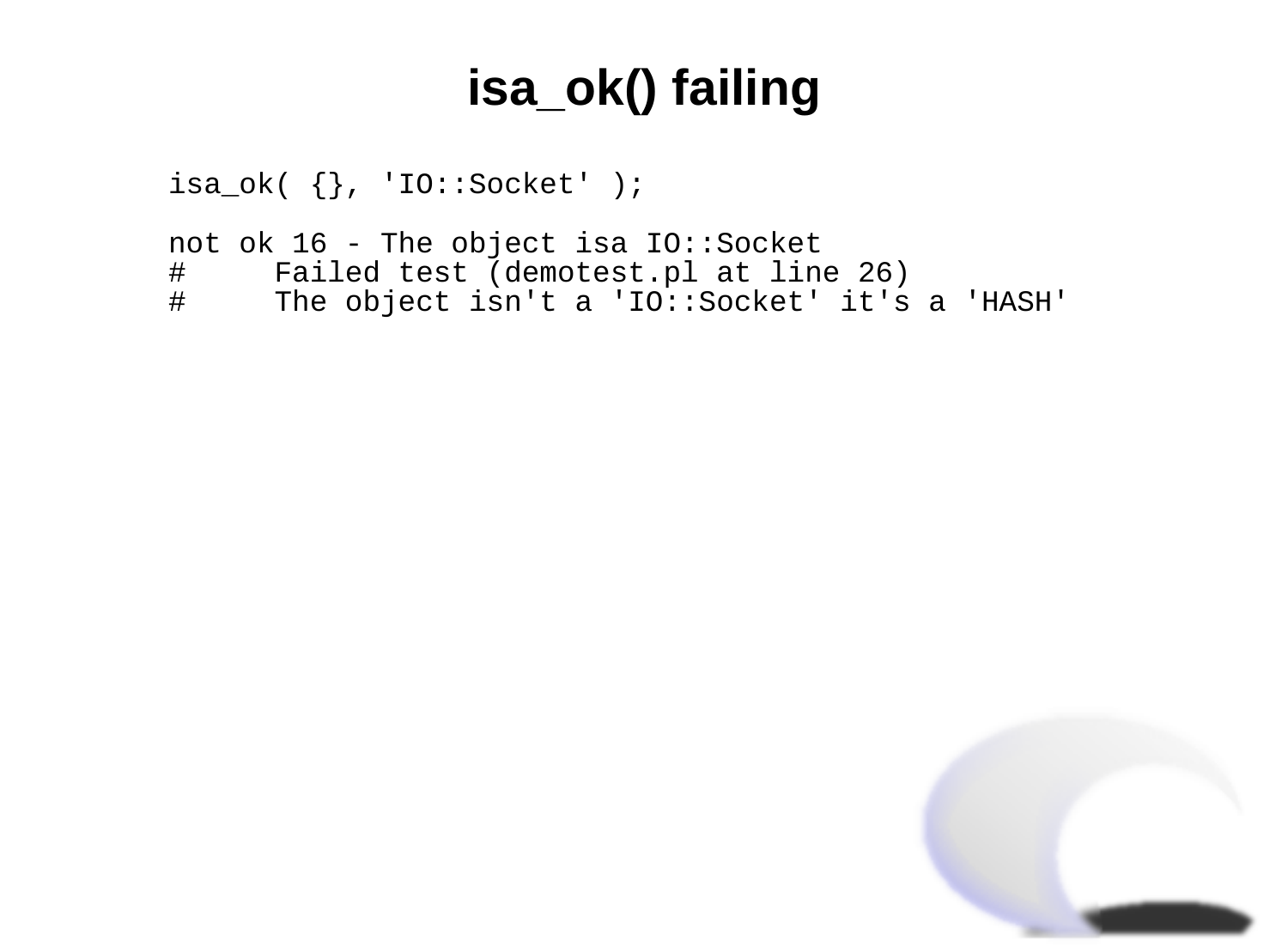# isa_ok() failing

```
isa_ok( {}, 'IO::Socket' );

not ok 16 - The object isa IO::Socket
#     Failed test (demotest.pl at line 26)
#     The object isn't a 'IO::Socket' it's a 'HASH'
```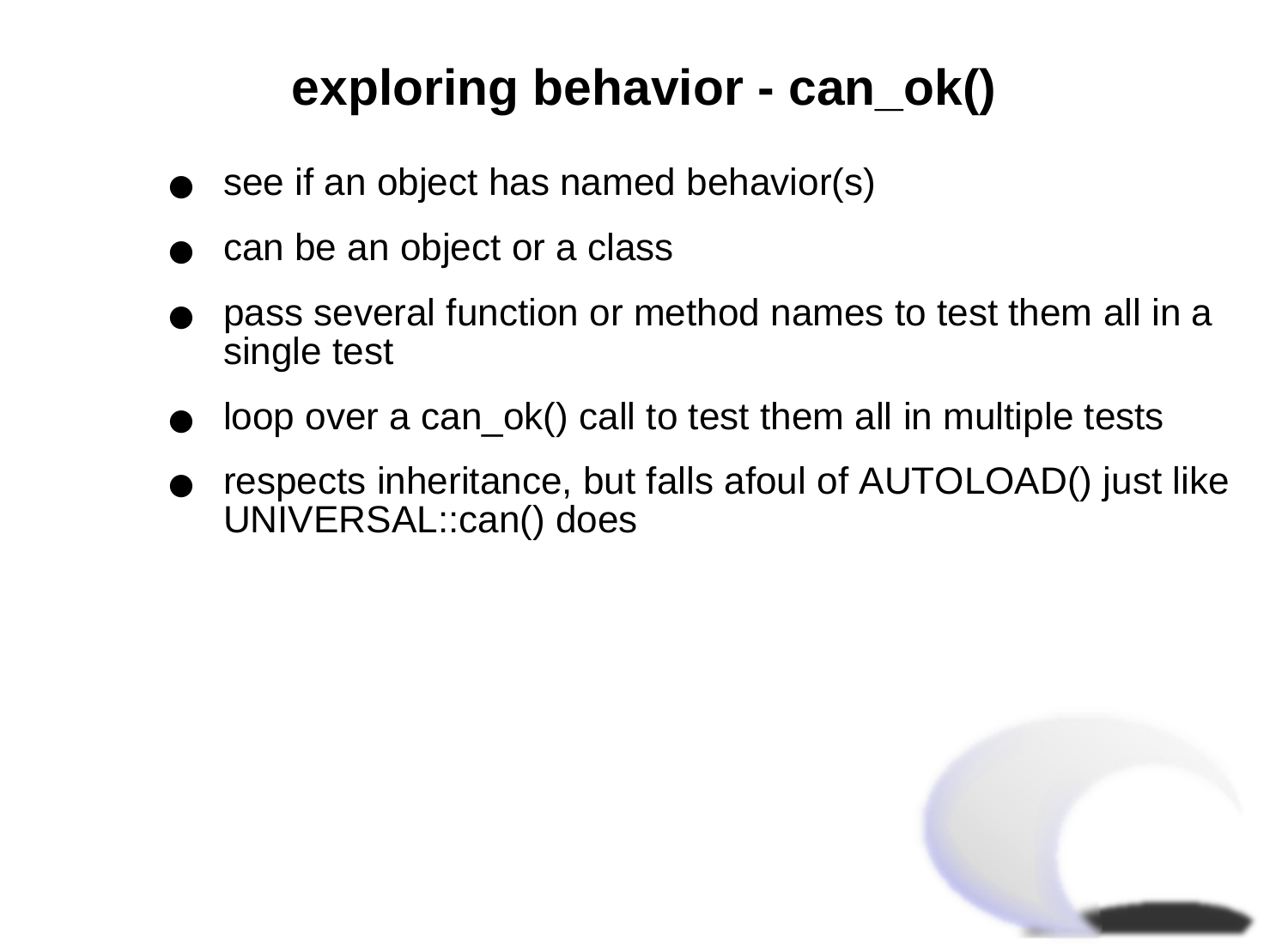# exploring behavior - can_ok()

- see if an object has named behavior(s)
- can be an object or a class
- pass several function or method names to test them all in a single test
- loop over a can_ok() call to test them all in multiple tests
- respects inheritance, but falls afoul of AUTOLOAD() just like UNIVERSAL::can() does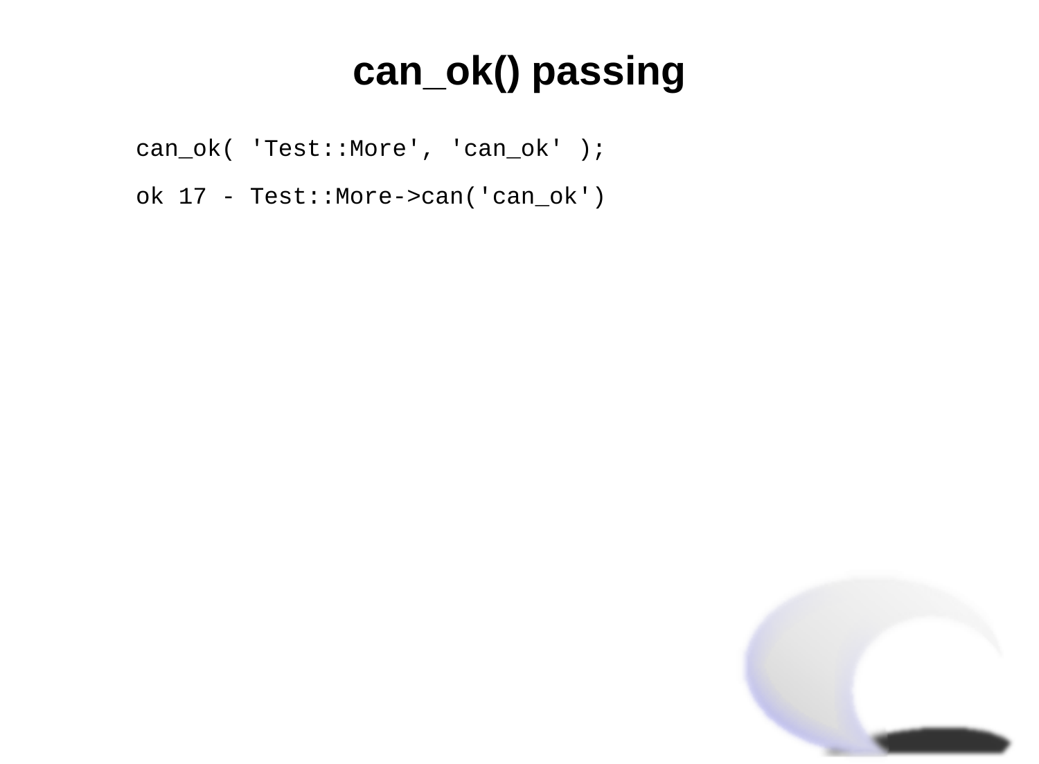# can_ok() passing

```
can_ok( 'Test::More', 'can_ok' );
```

```
ok 17 - Test::More->can('can_ok')
```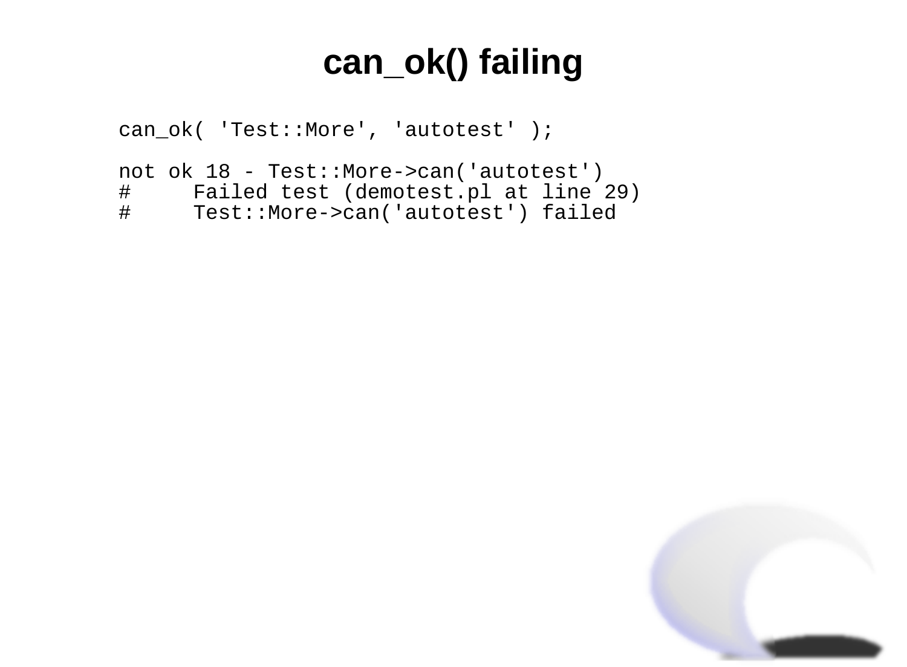# can_ok() failing

```
can_ok( 'Test::More', 'autotest' );

not ok 18 - Test::More->can('autotest')
#     Failed test (demotest.pl at line 29)
#     Test::More->can('autotest') failed
```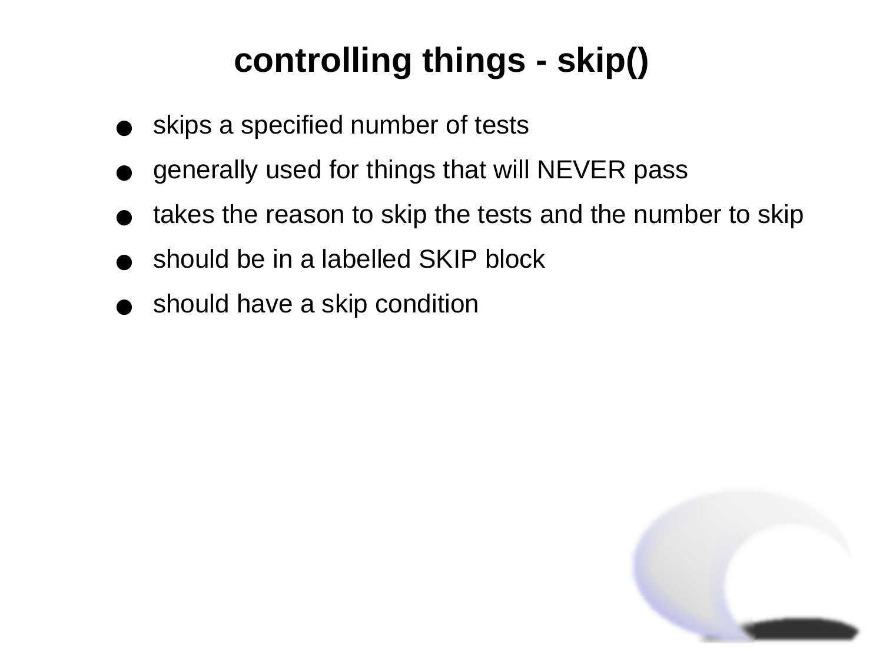# controlling things - skip()

- skips a specified number of tests
- generally used for things that will NEVER pass
- takes the reason to skip the tests and the number to skip
- should be in a labelled SKIP block
- should have a skip condition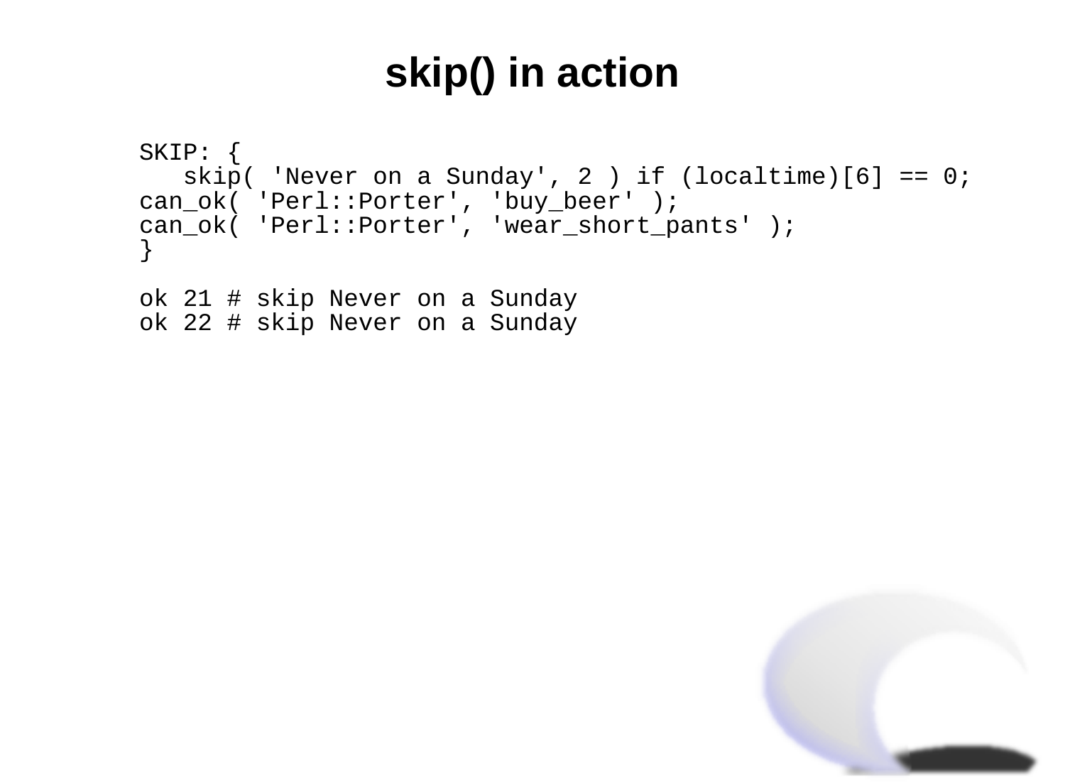# skip() in action

```
SKIP: {
   skip( 'Never on a Sunday', 2 ) if (localtime)[6] == 0;
can_ok( 'Perl::Porter', 'buy_beer' );
can_ok( 'Perl::Porter', 'wear_short_pants' );
}

ok 21 # skip Never on a Sunday
ok 22 # skip Never on a Sunday
```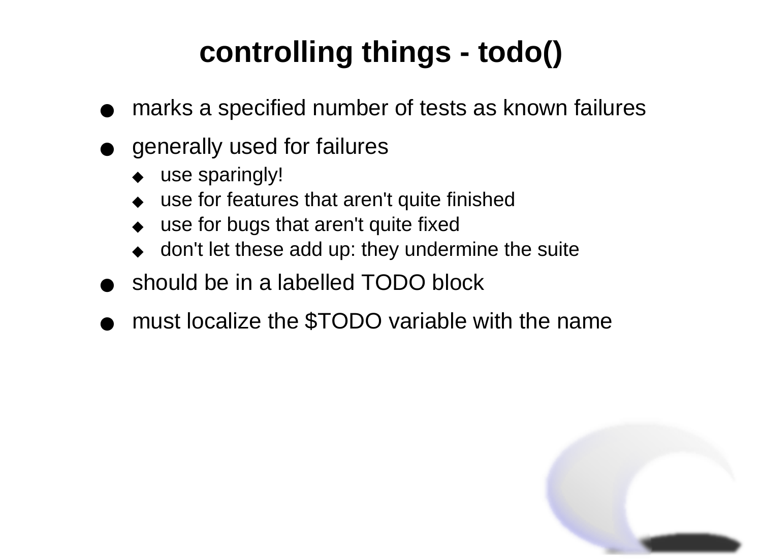# controlling things - todo()

- marks a specified number of tests as known failures
- generally used for failures
  - use sparingly!
  - use for features that aren't quite finished
  - use for bugs that aren't quite fixed
  - don't let these add up: they undermine the suite
- should be in a labelled TODO block
- must localize the $TODO variable with the name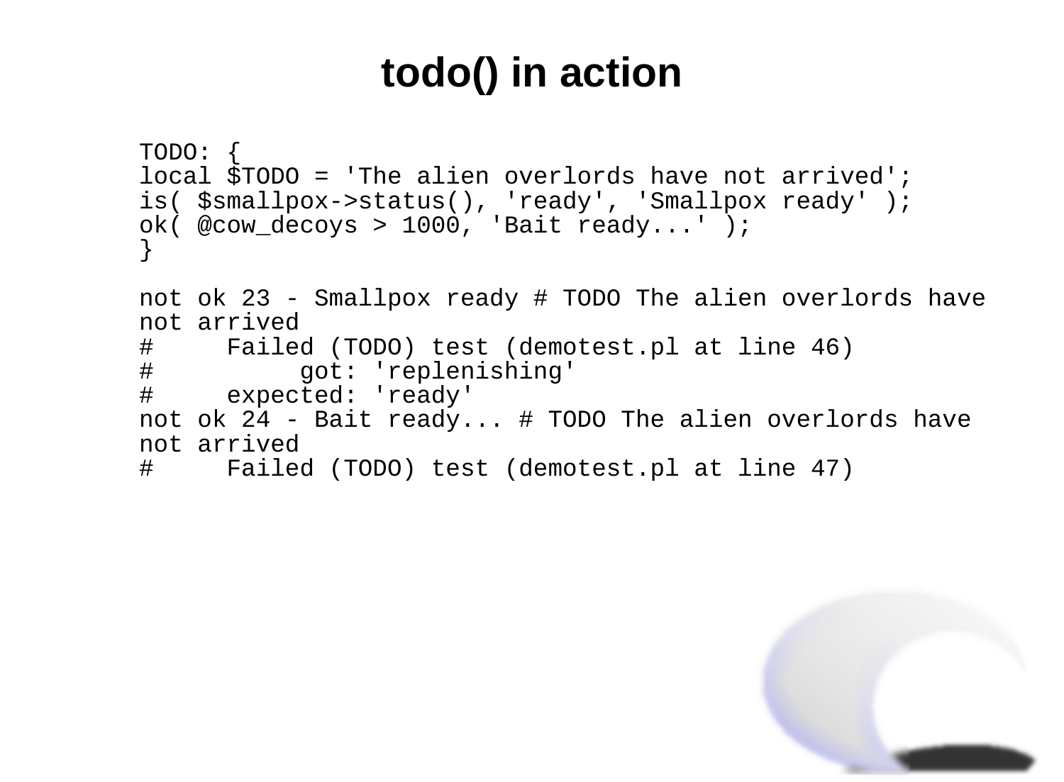# todo() in action

```
TODO: {
local $TODO = 'The alien overlords have not arrived';
is( $smallpox->status(), 'ready', 'Smallpox ready' );
ok( @cow_decoys > 1000, 'Bait ready...' );
}

not ok 23 - Smallpox ready # TODO The alien overlords have
not arrived
#     Failed (TODO) test (demotest.pl at line 46)
#          got: 'replenishing'
#     expected: 'ready'
not ok 24 - Bait ready... # TODO The alien overlords have
not arrived
#     Failed (TODO) test (demotest.pl at line 47)
```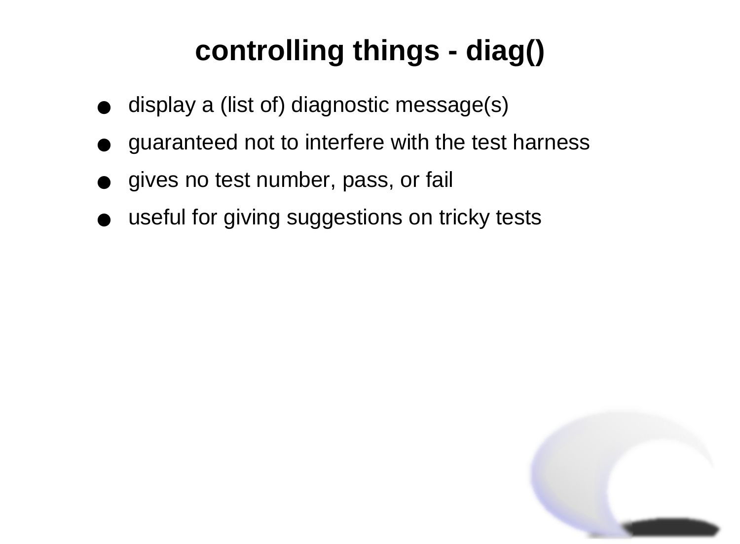# controlling things - diag()

- display a (list of) diagnostic message(s)
- guaranteed not to interfere with the test harness
- gives no test number, pass, or fail
- useful for giving suggestions on tricky tests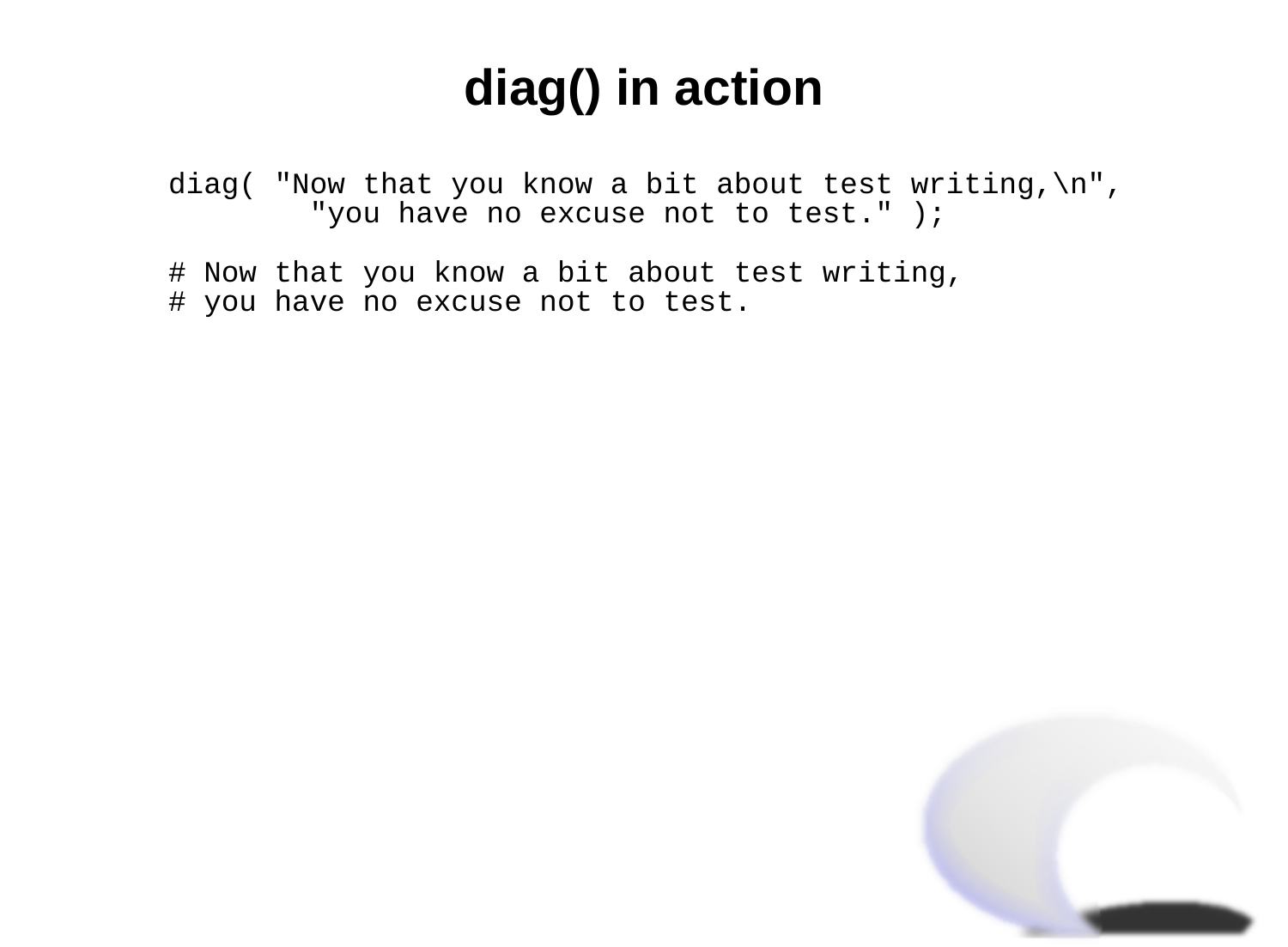# diag() in action

```
diag( "Now that you know a bit about test writing,\n",
        "you have no excuse not to test." );

# Now that you know a bit about test writing,
# you have no excuse not to test.
```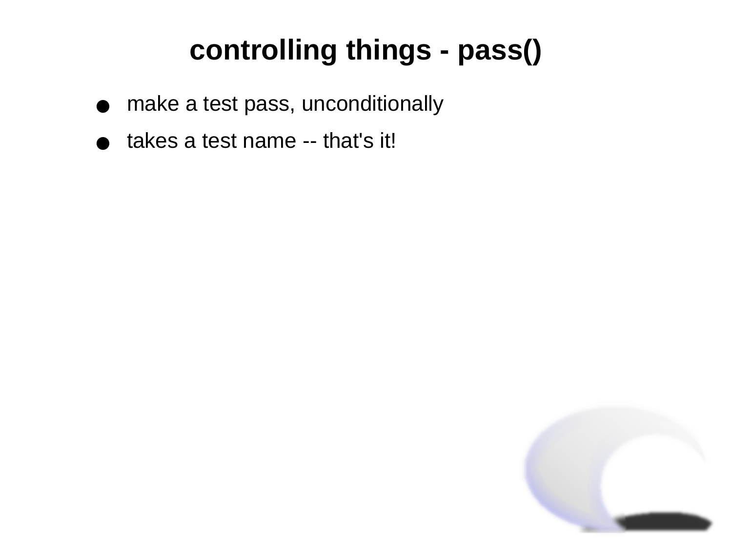# controlling things - pass()

- make a test pass, unconditionally
- takes a test name -- that's it!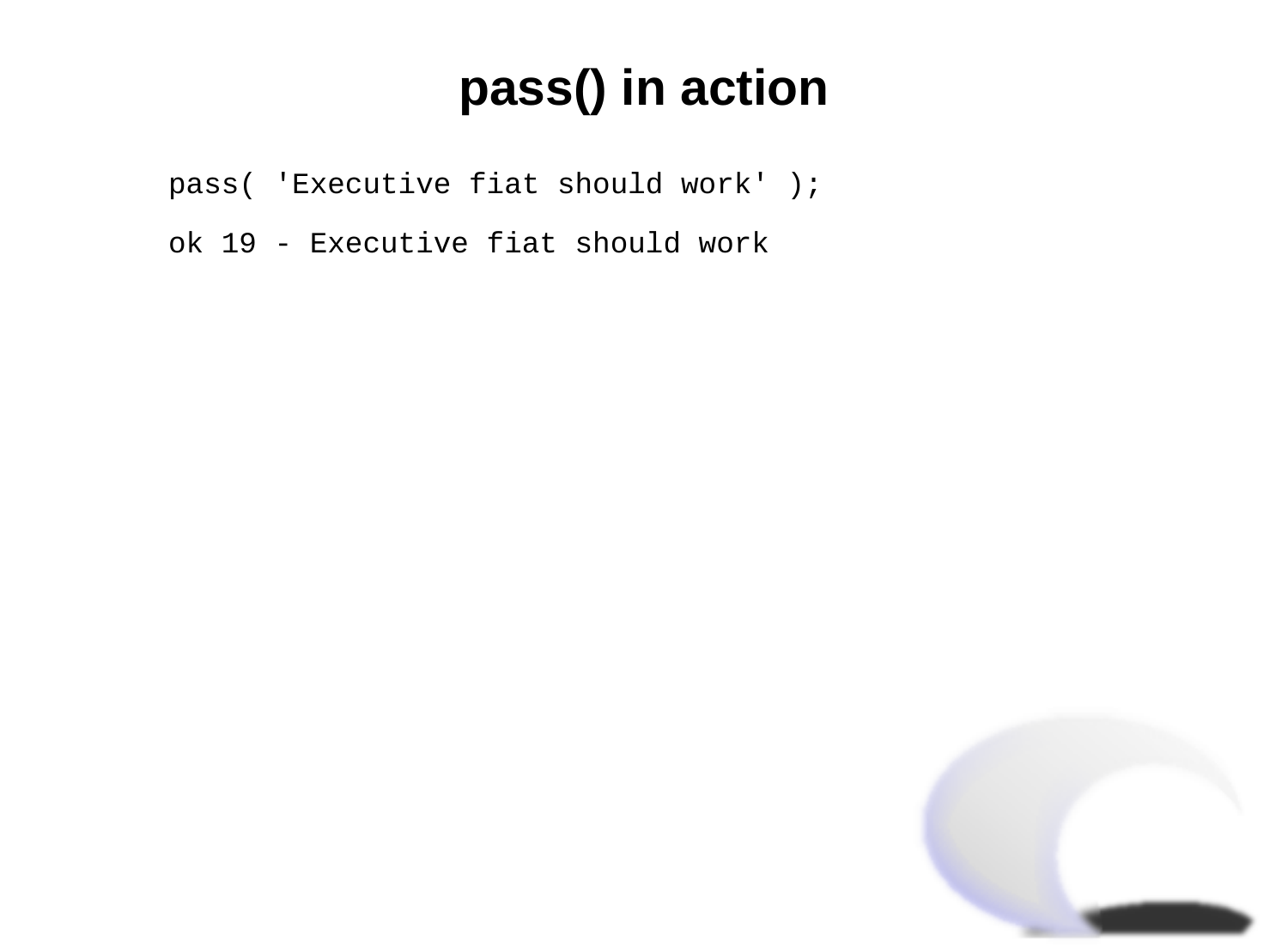# pass() in action

```
pass( 'Executive fiat should work' );
```

```
ok 19 - Executive fiat should work
```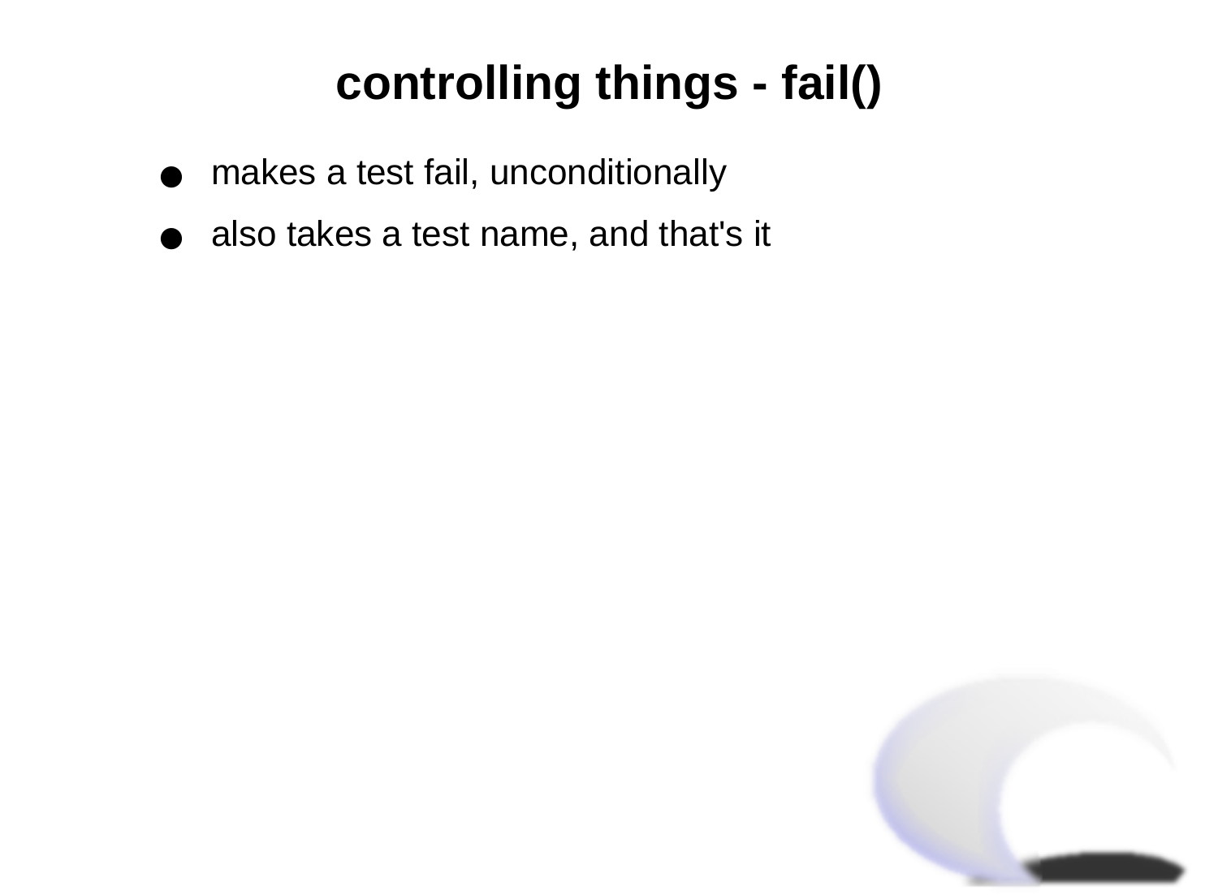# controlling things - fail()

- makes a test fail, unconditionally
- also takes a test name, and that's it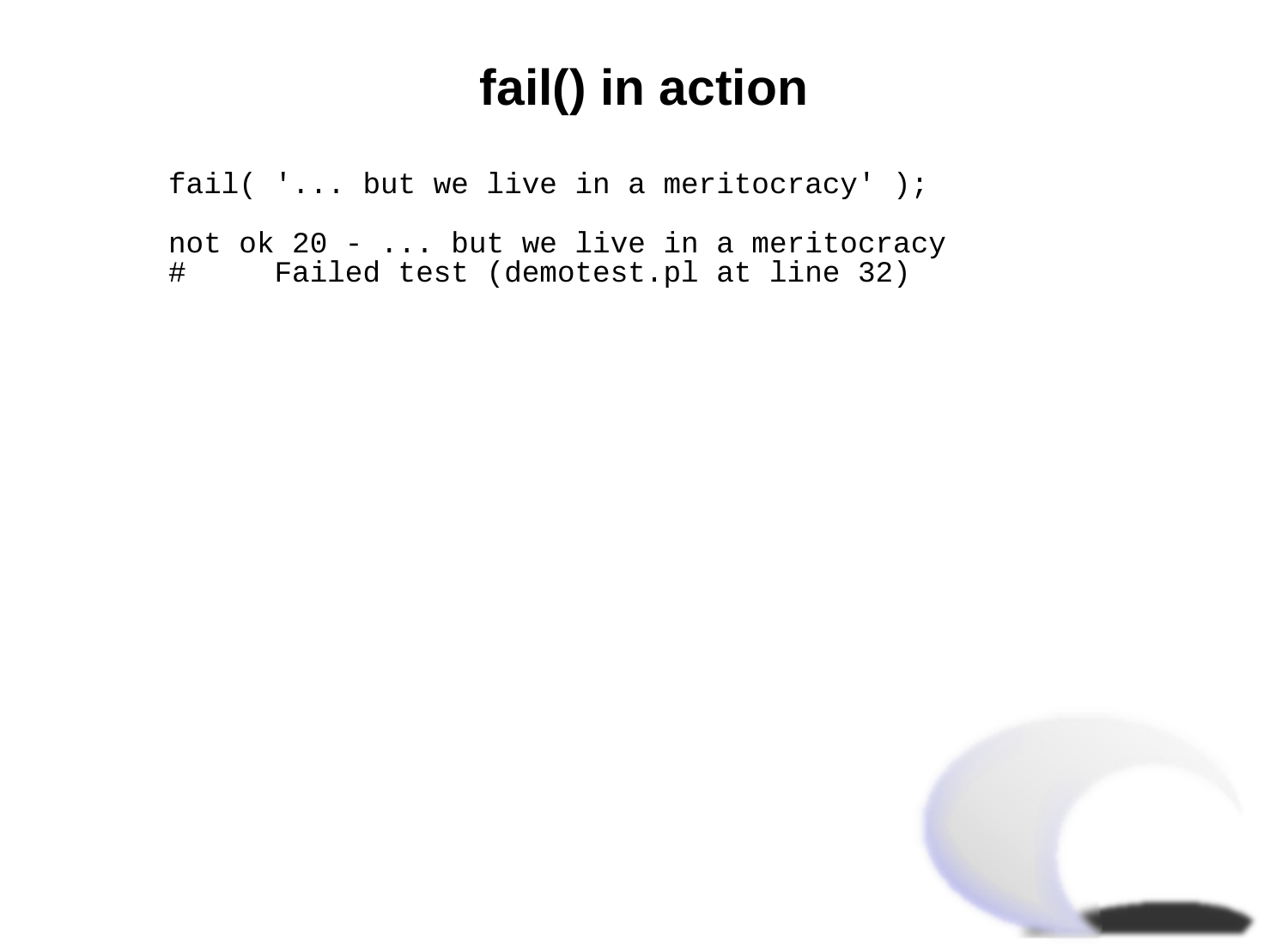# fail() in action

```
fail( '... but we live in a meritocracy' );

not ok 20 - ... but we live in a meritocracy
#     Failed test (demotest.pl at line 32)
```